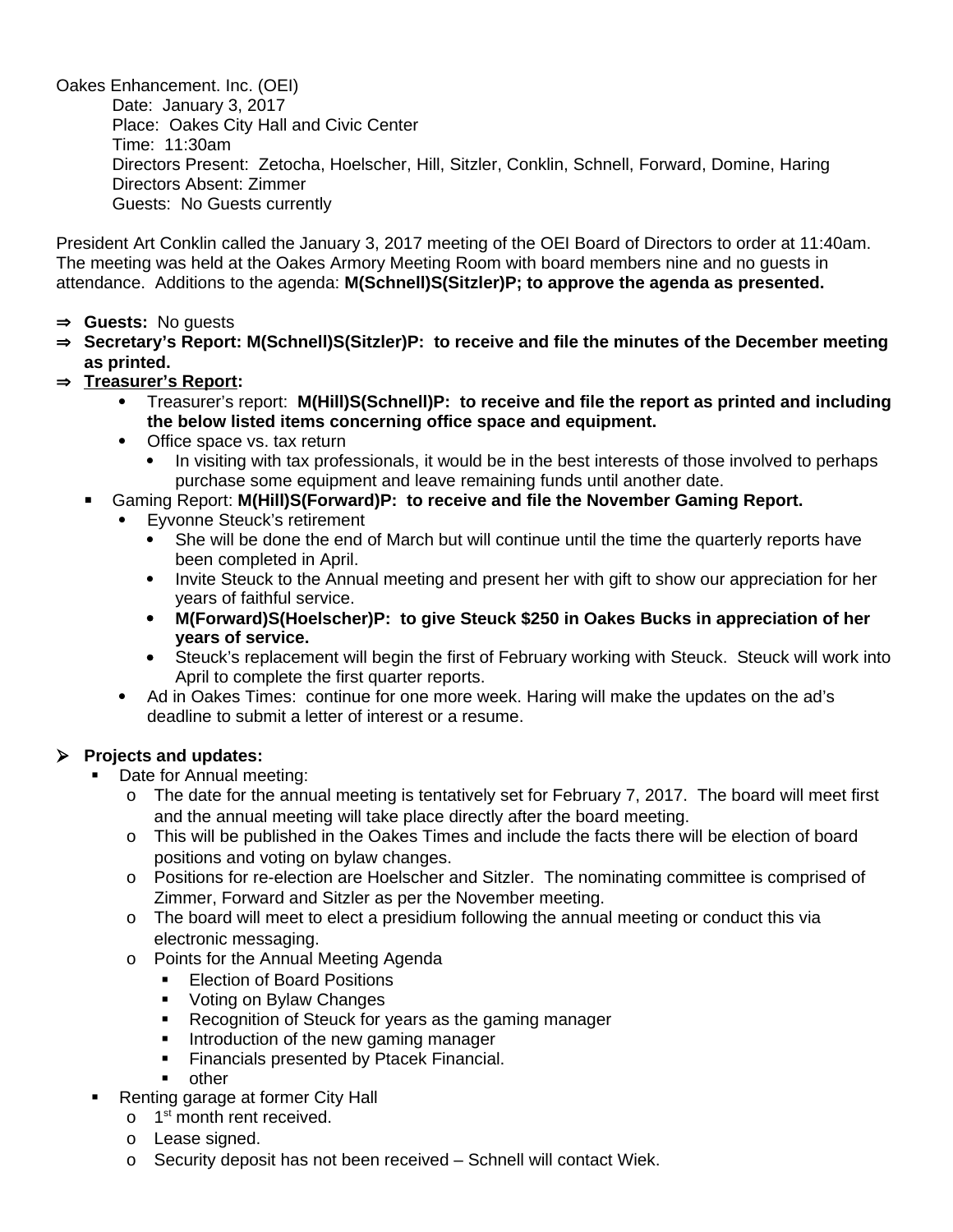Oakes Enhancement. Inc. (OEI)

Date: January 3, 2017
Place: Oakes City Hall and Civic Center
Time: 11:30am
Directors Present: Zetocha, Hoelscher, Hill, Sitzler, Conklin, Schnell, Forward, Domine, Haring
Directors Absent: Zimmer
Guests: No Guests currently

President Art Conklin called the January 3, 2017 meeting of the OEI Board of Directors to order at 11:40am. The meeting was held at the Oakes Armory Meeting Room with board members nine and no guests in attendance. Additions to the agenda: **M(Schnell)S(Sitzler)P; to approve the agenda as presented.**

- ⇒ **Guests:** No guests
- ⇒ **Secretary's Report: M(Schnell)S(Sitzler)P: to receive and file the minutes of the December meeting as printed.**
- ⇒ **<u>Treasurer's Report</u>:**
  - Treasurer's report: **M(Hill)S(Schnell)P: to receive and file the report as printed and including the below listed items concerning office space and equipment.**
  - Office space vs. tax return
    - In visiting with tax professionals, it would be in the best interests of those involved to perhaps purchase some equipment and leave remaining funds until another date.
  - Gaming Report: **M(Hill)S(Forward)P: to receive and file the November Gaming Report.**
    - Eyvonne Steuck's retirement
      - She will be done the end of March but will continue until the time the quarterly reports have been completed in April.
      - Invite Steuck to the Annual meeting and present her with gift to show our appreciation for her years of faithful service.
      - **M(Forward)S(Hoelscher)P: to give Steuck $250 in Oakes Bucks in appreciation of her years of service.**
      - Steuck's replacement will begin the first of February working with Steuck. Steuck will work into April to complete the first quarter reports.
    - Ad in Oakes Times: continue for one more week. Haring will make the updates on the ad's deadline to submit a letter of interest or a resume.

- **Projects and updates:**
  - Date for Annual meeting:
    - The date for the annual meeting is tentatively set for February 7, 2017. The board will meet first and the annual meeting will take place directly after the board meeting.
    - This will be published in the Oakes Times and include the facts there will be election of board positions and voting on bylaw changes.
    - Positions for re-election are Hoelscher and Sitzler. The nominating committee is comprised of Zimmer, Forward and Sitzler as per the November meeting.
    - The board will meet to elect a presidium following the annual meeting or conduct this via electronic messaging.
    - Points for the Annual Meeting Agenda
      - Election of Board Positions
      - Voting on Bylaw Changes
      - Recognition of Steuck for years as the gaming manager
      - Introduction of the new gaming manager
      - Financials presented by Ptacek Financial.
      - other
  - Renting garage at former City Hall
    - 1st month rent received.
    - Lease signed.
    - Security deposit has not been received – Schnell will contact Wiek.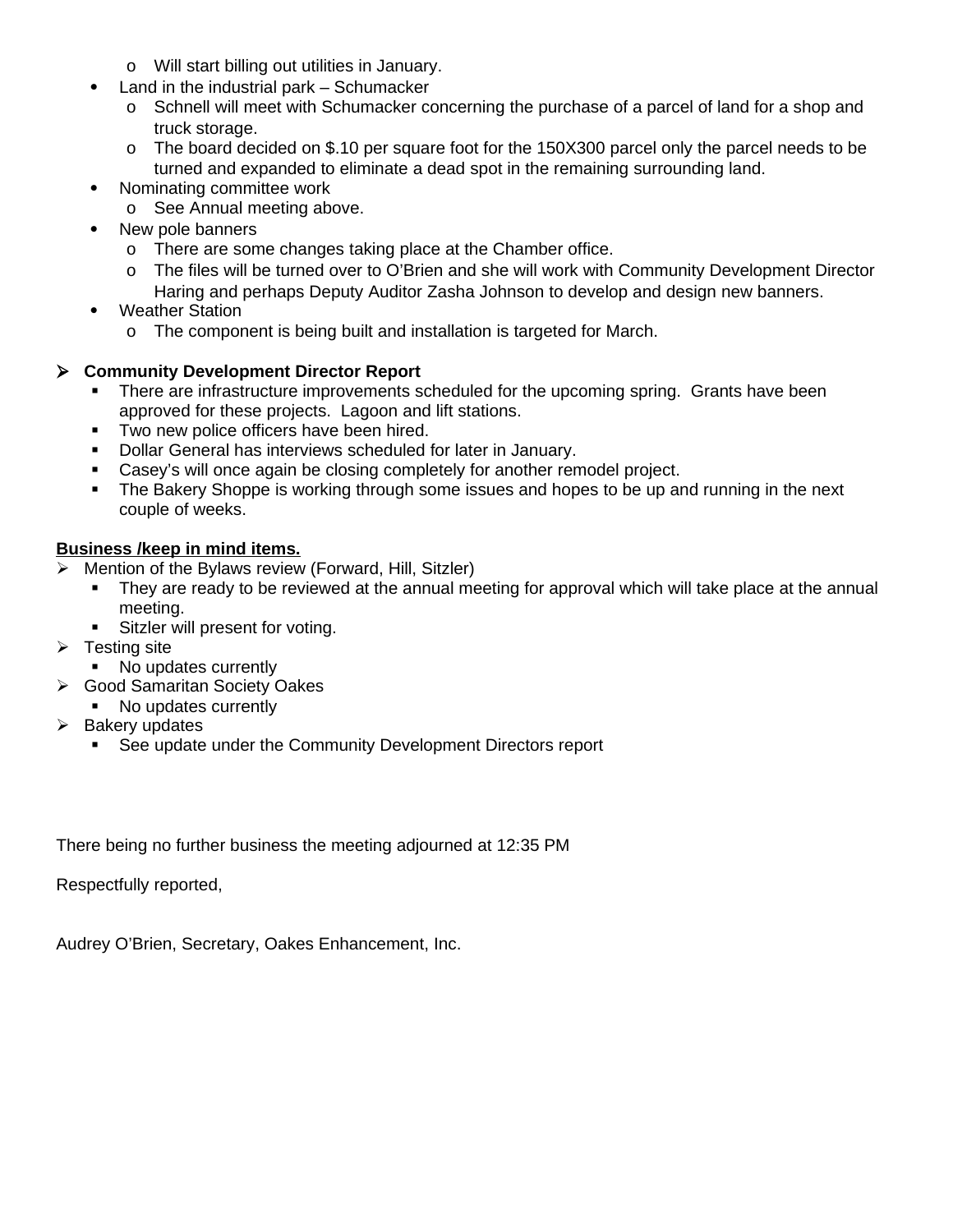- Will start billing out utilities in January.
- Land in the industrial park – Schumacker
    - Schnell will meet with Schumacker concerning the purchase of a parcel of land for a shop and truck storage.
    - The board decided on $.10 per square foot for the 150X300 parcel only the parcel needs to be turned and expanded to eliminate a dead spot in the remaining surrounding land.
- Nominating committee work
    - See Annual meeting above.
- New pole banners
    - There are some changes taking place at the Chamber office.
    - The files will be turned over to O'Brien and she will work with Community Development Director Haring and perhaps Deputy Auditor Zasha Johnson to develop and design new banners.
- Weather Station
    - The component is being built and installation is targeted for March.

- **Community Development Director Report**
    - There are infrastructure improvements scheduled for the upcoming spring. Grants have been approved for these projects. Lagoon and lift stations.
    - Two new police officers have been hired.
    - Dollar General has interviews scheduled for later in January.
    - Casey's will once again be closing completely for another remodel project.
    - The Bakery Shoppe is working through some issues and hopes to be up and running in the next couple of weeks.

**<u>Business /keep in mind items.</u>**

- Mention of the Bylaws review (Forward, Hill, Sitzler)
    - They are ready to be reviewed at the annual meeting for approval which will take place at the annual meeting.
    - Sitzler will present for voting.
- Testing site
    - No updates currently
- Good Samaritan Society Oakes
    - No updates currently
- Bakery updates
    - See update under the Community Development Directors report

There being no further business the meeting adjourned at 12:35 PM

Respectfully reported,

Audrey O'Brien, Secretary, Oakes Enhancement, Inc.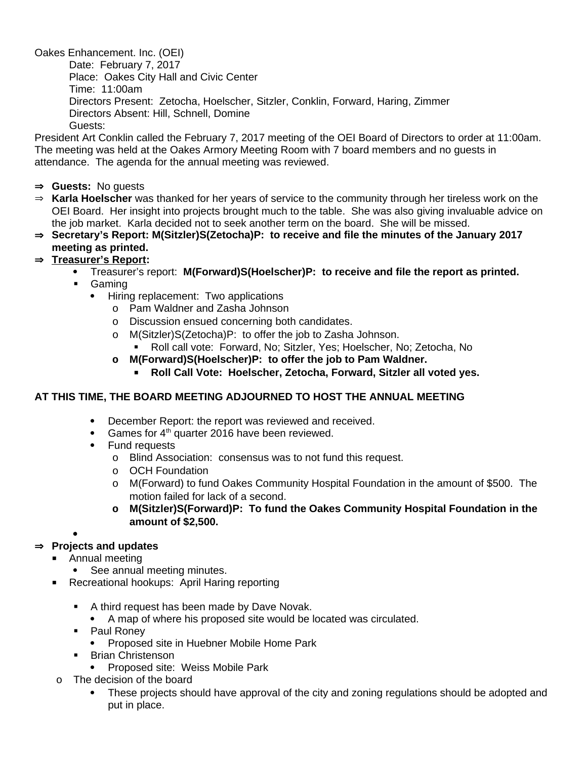Oakes Enhancement. Inc. (OEI)

Date: February 7, 2017
Place: Oakes City Hall and Civic Center
Time: 11:00am
Directors Present: Zetocha, Hoelscher, Sitzler, Conklin, Forward, Haring, Zimmer
Directors Absent: Hill, Schnell, Domine
Guests:

President Art Conklin called the February 7, 2017 meeting of the OEI Board of Directors to order at 11:00am. The meeting was held at the Oakes Armory Meeting Room with 7 board members and no guests in attendance. The agenda for the annual meeting was reviewed.

- ⇒ **Guests:** No guests
- ⇒ **Karla Hoelscher** was thanked for her years of service to the community through her tireless work on the OEI Board. Her insight into projects brought much to the table. She was also giving invaluable advice on the job market. Karla decided not to seek another term on the board. She will be missed.
- ⇒ **Secretary's Report: M(Sitzler)S(Zetocha)P: to receive and file the minutes of the January 2017 meeting as printed.**
- ⇒ **Treasurer's Report:**
  - Treasurer's report: **M(Forward)S(Hoelscher)P: to receive and file the report as printed.**
  - Gaming
    - Hiring replacement: Two applications
      - Pam Waldner and Zasha Johnson
      - Discussion ensued concerning both candidates.
      - M(Sitzler)S(Zetocha)P: to offer the job to Zasha Johnson.
        - Roll call vote: Forward, No; Sitzler, Yes; Hoelscher, No; Zetocha, No
      - **M(Forward)S(Hoelscher)P: to offer the job to Pam Waldner.**
        - **Roll Call Vote: Hoelscher, Zetocha, Forward, Sitzler all voted yes.**

**AT THIS TIME, THE BOARD MEETING ADJOURNED TO HOST THE ANNUAL MEETING**

- December Report: the report was reviewed and received.
- Games for 4th quarter 2016 have been reviewed.
- Fund requests
  - Blind Association: consensus was to not fund this request.
  - OCH Foundation
  - M(Forward) to fund Oakes Community Hospital Foundation in the amount of $500. The motion failed for lack of a second.
  - **M(Sitzler)S(Forward)P: To fund the Oakes Community Hospital Foundation in the amount of $2,500.**

- ⇒ **Projects and updates**
  - Annual meeting
    - See annual meeting minutes.
  - Recreational hookups: April Haring reporting
    - A third request has been made by Dave Novak.
      - A map of where his proposed site would be located was circulated.
    - Paul Roney
      - Proposed site in Huebner Mobile Home Park
    - Brian Christenson
      - Proposed site: Weiss Mobile Park
  - The decision of the board
    - These projects should have approval of the city and zoning regulations should be adopted and put in place.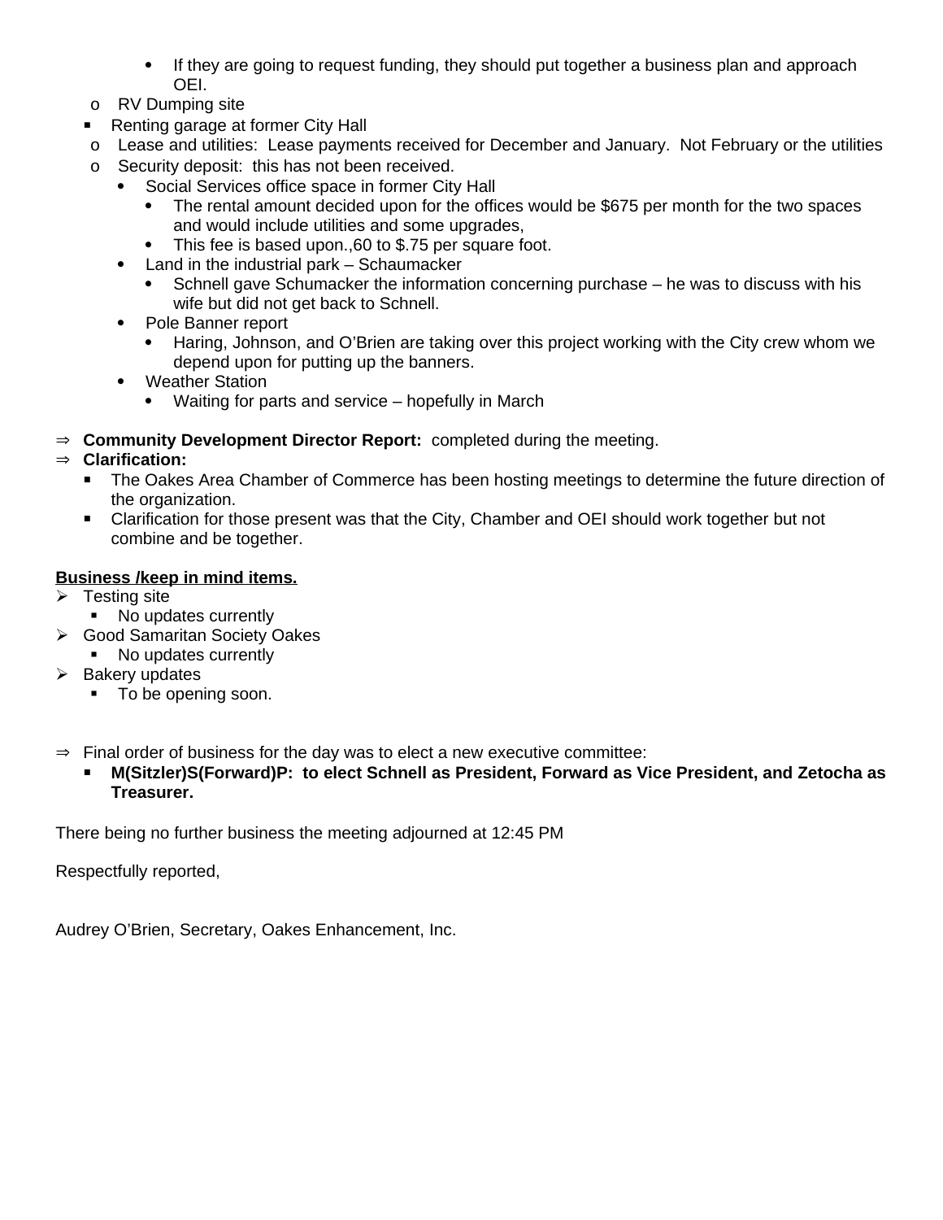- If they are going to request funding, they should put together a business plan and approach OEI.
  - RV Dumping site
- Renting garage at former City Hall
  - Lease and utilities:  Lease payments received for December and January.  Not February or the utilities
  - Security deposit:  this has not been received.
    - Social Services office space in former City Hall
      - The rental amount decided upon for the offices would be $675 per month for the two spaces and would include utilities and some upgrades,
      - This fee is based upon.,60 to $.75 per square foot.
    - Land in the industrial park – Schaumacker
      - Schnell gave Schumacker the information concerning purchase – he was to discuss with his wife but did not get back to Schnell.
    - Pole Banner report
      - Haring, Johnson, and O'Brien are taking over this project working with the City crew whom we depend upon for putting up the banners.
    - Weather Station
      - Waiting for parts and service – hopefully in March

⇒ **Community Development Director Report:** completed during the meeting.

⇒ **Clarification:**
- The Oakes Area Chamber of Commerce has been hosting meetings to determine the future direction of the organization.
- Clarification for those present was that the City, Chamber and OEI should work together but not combine and be together.

**<u>Business /keep in mind items.</u>**

- Testing site
  - No updates currently
- Good Samaritan Society Oakes
  - No updates currently
- Bakery updates
  - To be opening soon.

⇒ Final order of business for the day was to elect a new executive committee:
- **M(Sitzler)S(Forward)P:  to elect Schnell as President, Forward as Vice President, and Zetocha as Treasurer.**

There being no further business the meeting adjourned at 12:45 PM

Respectfully reported,

Audrey O'Brien, Secretary, Oakes Enhancement, Inc.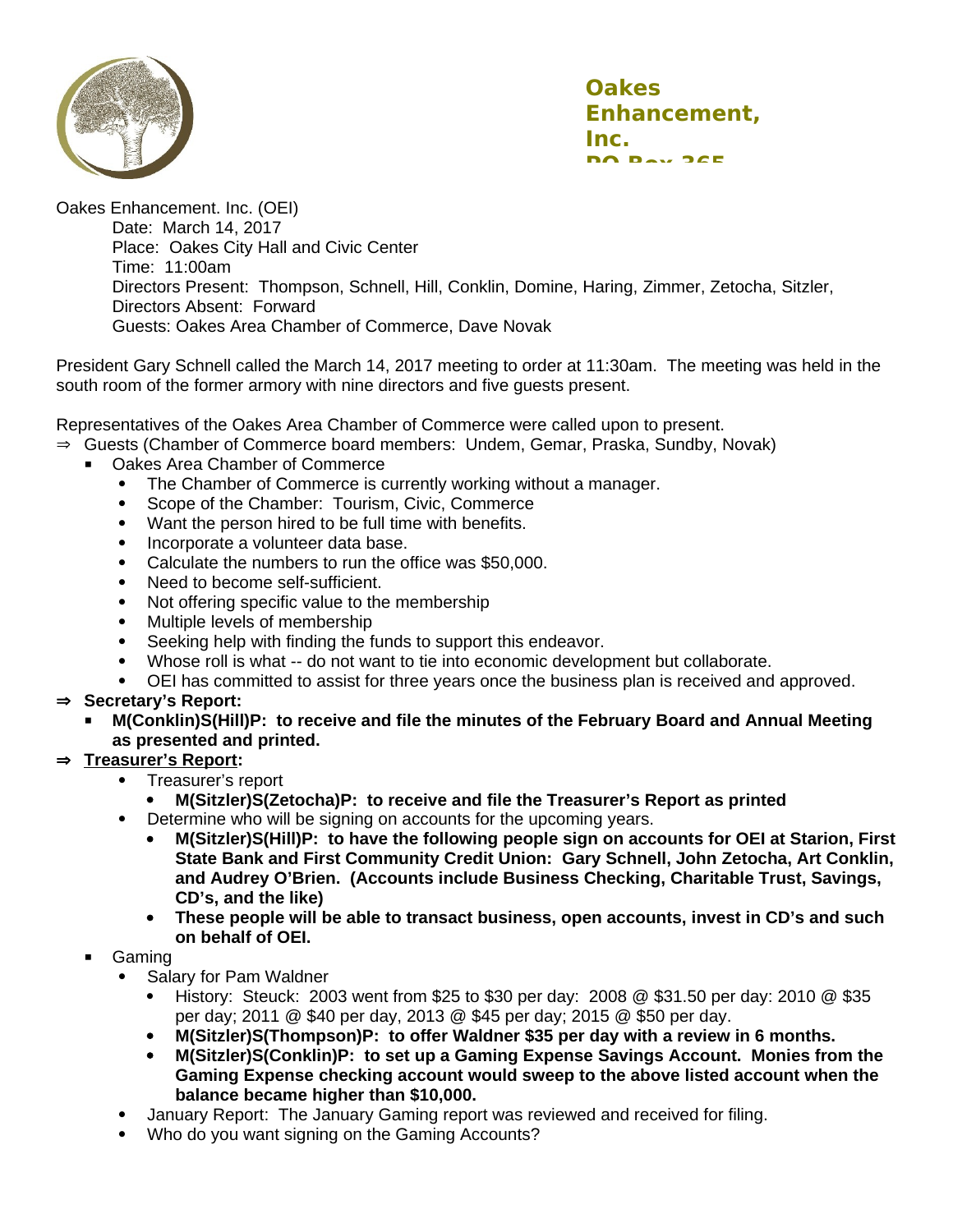**Oakes Enhancement, Inc.**

Oakes Enhancement. Inc. (OEI)

Date: March 14, 2017
Place: Oakes City Hall and Civic Center
Time: 11:00am
Directors Present: Thompson, Schnell, Hill, Conklin, Domine, Haring, Zimmer, Zetocha, Sitzler,
Directors Absent: Forward
Guests: Oakes Area Chamber of Commerce, Dave Novak

President Gary Schnell called the March 14, 2017 meeting to order at 11:30am. The meeting was held in the south room of the former armory with nine directors and five guests present.

Representatives of the Oakes Area Chamber of Commerce were called upon to present.

- ⇒ Guests (Chamber of Commerce board members: Undem, Gemar, Praska, Sundby, Novak)
  - Oakes Area Chamber of Commerce
    - The Chamber of Commerce is currently working without a manager.
    - Scope of the Chamber: Tourism, Civic, Commerce
    - Want the person hired to be full time with benefits.
    - Incorporate a volunteer data base.
    - Calculate the numbers to run the office was $50,000.
    - Need to become self-sufficient.
    - Not offering specific value to the membership
    - Multiple levels of membership
    - Seeking help with finding the funds to support this endeavor.
    - Whose roll is what -- do not want to tie into economic development but collaborate.
    - OEI has committed to assist for three years once the business plan is received and approved.
- ⇒ **Secretary's Report:**
  - **M(Conklin)S(Hill)P: to receive and file the minutes of the February Board and Annual Meeting as presented and printed.**
- ⇒ **<u>Treasurer's Report</u>:**
  - Treasurer's report
    - **M(Sitzler)S(Zetocha)P: to receive and file the Treasurer's Report as printed**
  - Determine who will be signing on accounts for the upcoming years.
    - **M(Sitzler)S(Hill)P: to have the following people sign on accounts for OEI at Starion, First State Bank and First Community Credit Union: Gary Schnell, John Zetocha, Art Conklin, and Audrey O'Brien. (Accounts include Business Checking, Charitable Trust, Savings, CD's, and the like)**
    - **These people will be able to transact business, open accounts, invest in CD's and such on behalf of OEI.**
  - Gaming
    - Salary for Pam Waldner
      - History: Steuck: 2003 went from $25 to $30 per day: 2008 @ $31.50 per day: 2010 @ $35 per day; 2011 @ $40 per day, 2013 @ $45 per day; 2015 @ $50 per day.
      - **M(Sitzler)S(Thompson)P: to offer Waldner $35 per day with a review in 6 months.**
      - **M(Sitzler)S(Conklin)P: to set up a Gaming Expense Savings Account. Monies from the Gaming Expense checking account would sweep to the above listed account when the balance became higher than $10,000.**
    - January Report: The January Gaming report was reviewed and received for filing.
    - Who do you want signing on the Gaming Accounts?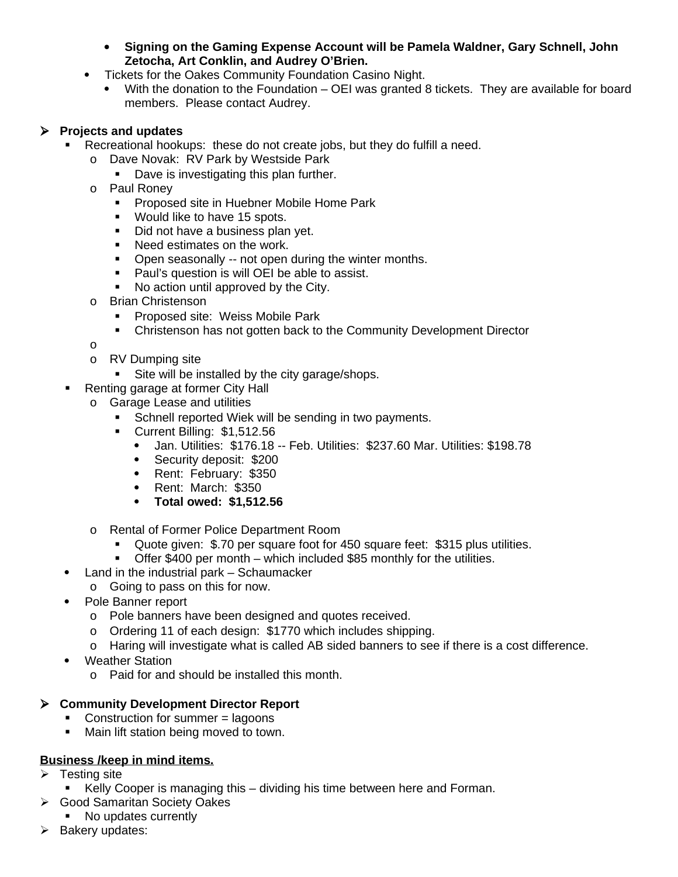- **Signing on the Gaming Expense Account will be Pamela Waldner, Gary Schnell, John Zetocha, Art Conklin, and Audrey O'Brien.**
    - Tickets for the Oakes Community Foundation Casino Night.
        - With the donation to the Foundation – OEI was granted 8 tickets. They are available for board members. Please contact Audrey.

- **Projects and updates**
    - Recreational hookups: these do not create jobs, but they do fulfill a need.
        - Dave Novak: RV Park by Westside Park
            - Dave is investigating this plan further.
        - Paul Roney
            - Proposed site in Huebner Mobile Home Park
            - Would like to have 15 spots.
            - Did not have a business plan yet.
            - Need estimates on the work.
            - Open seasonally -- not open during the winter months.
            - Paul's question is will OEI be able to assist.
            - No action until approved by the City.
        - Brian Christenson
            - Proposed site: Weiss Mobile Park
            - Christenson has not gotten back to the Community Development Director
        - 
        - RV Dumping site
            - Site will be installed by the city garage/shops.
    - Renting garage at former City Hall
        - Garage Lease and utilities
            - Schnell reported Wiek will be sending in two payments.
            - Current Billing: $1,512.56
                - Jan. Utilities: $176.18 -- Feb. Utilities: $237.60 Mar. Utilities: $198.78
                - Security deposit: $200
                - Rent: February: $350
                - Rent: March: $350
                - **Total owed: $1,512.56**
        - Rental of Former Police Department Room
            - Quote given: $.70 per square foot for 450 square feet: $315 plus utilities.
            - Offer $400 per month – which included $85 monthly for the utilities.
    - Land in the industrial park – Schaumacker
        - Going to pass on this for now.
    - Pole Banner report
        - Pole banners have been designed and quotes received.
        - Ordering 11 of each design: $1770 which includes shipping.
        - Haring will investigate what is called AB sided banners to see if there is a cost difference.
    - Weather Station
        - Paid for and should be installed this month.

- **Community Development Director Report**
    - Construction for summer = lagoons
    - Main lift station being moved to town.

**Business /keep in mind items.**

- Testing site
    - Kelly Cooper is managing this – dividing his time between here and Forman.
- Good Samaritan Society Oakes
    - No updates currently
- Bakery updates: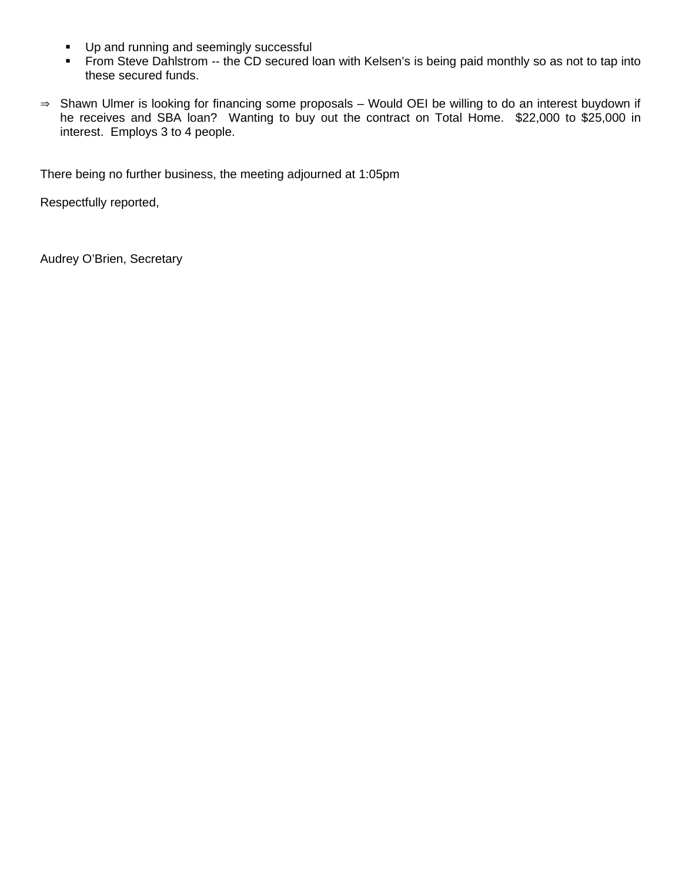- Up and running and seemingly successful
- From Steve Dahlstrom -- the CD secured loan with Kelsen's is being paid monthly so as not to tap into these secured funds.

⇒ Shawn Ulmer is looking for financing some proposals – Would OEI be willing to do an interest buydown if he receives and SBA loan? Wanting to buy out the contract on Total Home. $22,000 to $25,000 in interest. Employs 3 to 4 people.

There being no further business, the meeting adjourned at 1:05pm

Respectfully reported,

Audrey O'Brien, Secretary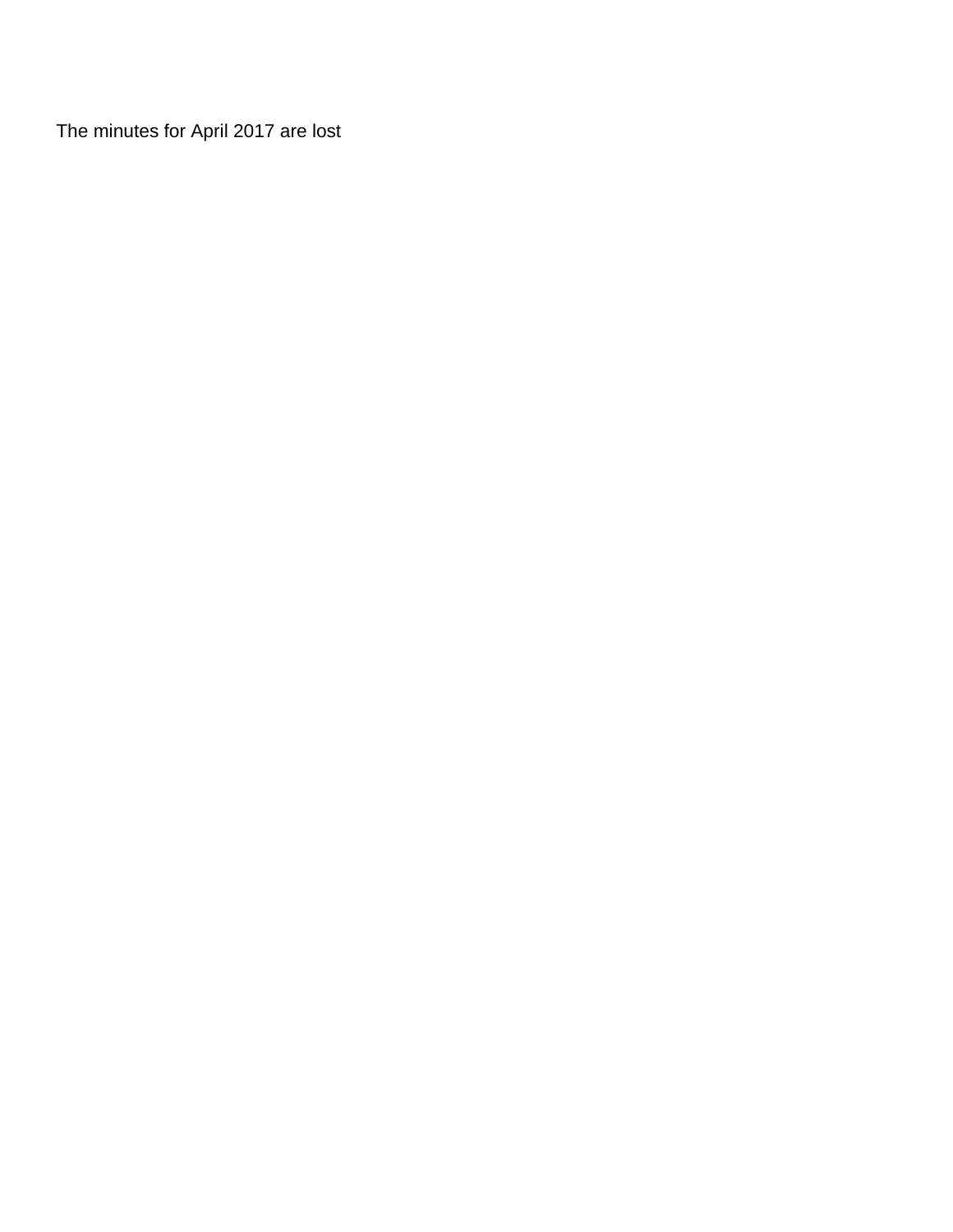The minutes for April 2017 are lost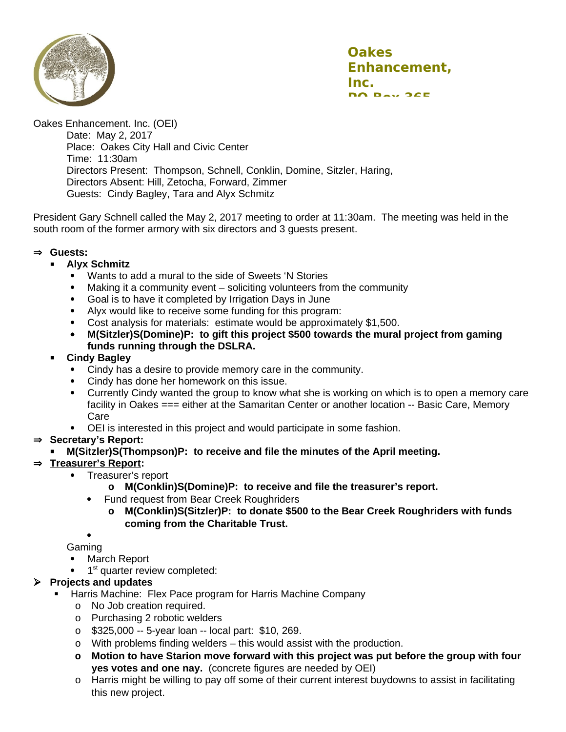**Oakes Enhancement, Inc.**
**PO Box 365**

Oakes Enhancement. Inc. (OEI)
Date: May 2, 2017
Place: Oakes City Hall and Civic Center
Time: 11:30am
Directors Present: Thompson, Schnell, Conklin, Domine, Sitzler, Haring,
Directors Absent: Hill, Zetocha, Forward, Zimmer
Guests: Cindy Bagley, Tara and Alyx Schmitz

President Gary Schnell called the May 2, 2017 meeting to order at 11:30am. The meeting was held in the south room of the former armory with six directors and 3 guests present.

- **Guests:**
  - **Alyx Schmitz**
    - Wants to add a mural to the side of Sweets 'N Stories
    - Making it a community event – soliciting volunteers from the community
    - Goal is to have it completed by Irrigation Days in June
    - Alyx would like to receive some funding for this program:
    - Cost analysis for materials: estimate would be approximately $1,500.
    - **M(Sitzler)S(Domine)P: to gift this project $500 towards the mural project from gaming funds running through the DSLRA.**
  - **Cindy Bagley**
    - Cindy has a desire to provide memory care in the community.
    - Cindy has done her homework on this issue.
    - Currently Cindy wanted the group to know what she is working on which is to open a memory care facility in Oakes === either at the Samaritan Center or another location -- Basic Care, Memory Care
    - OEI is interested in this project and would participate in some fashion.
- **Secretary's Report:**
  - **M(Sitzler)S(Thompson)P: to receive and file the minutes of the April meeting.**
- **Treasurer's Report:**
  - Treasurer's report
    - **M(Conklin)S(Domine)P: to receive and file the treasurer's report.**
  - Fund request from Bear Creek Roughriders
    - **M(Conklin)S(Sitzler)P: to donate $500 to the Bear Creek Roughriders with funds coming from the Charitable Trust.**
  - Gaming
    - March Report
    - 1st quarter review completed:
- **Projects and updates**
  - Harris Machine: Flex Pace program for Harris Machine Company
    - No Job creation required.
    - Purchasing 2 robotic welders
    - $325,000 -- 5-year loan -- local part: $10, 269.
    - With problems finding welders – this would assist with the production.
    - **Motion to have Starion move forward with this project was put before the group with four yes votes and one nay.** (concrete figures are needed by OEI)
    - Harris might be willing to pay off some of their current interest buydowns to assist in facilitating this new project.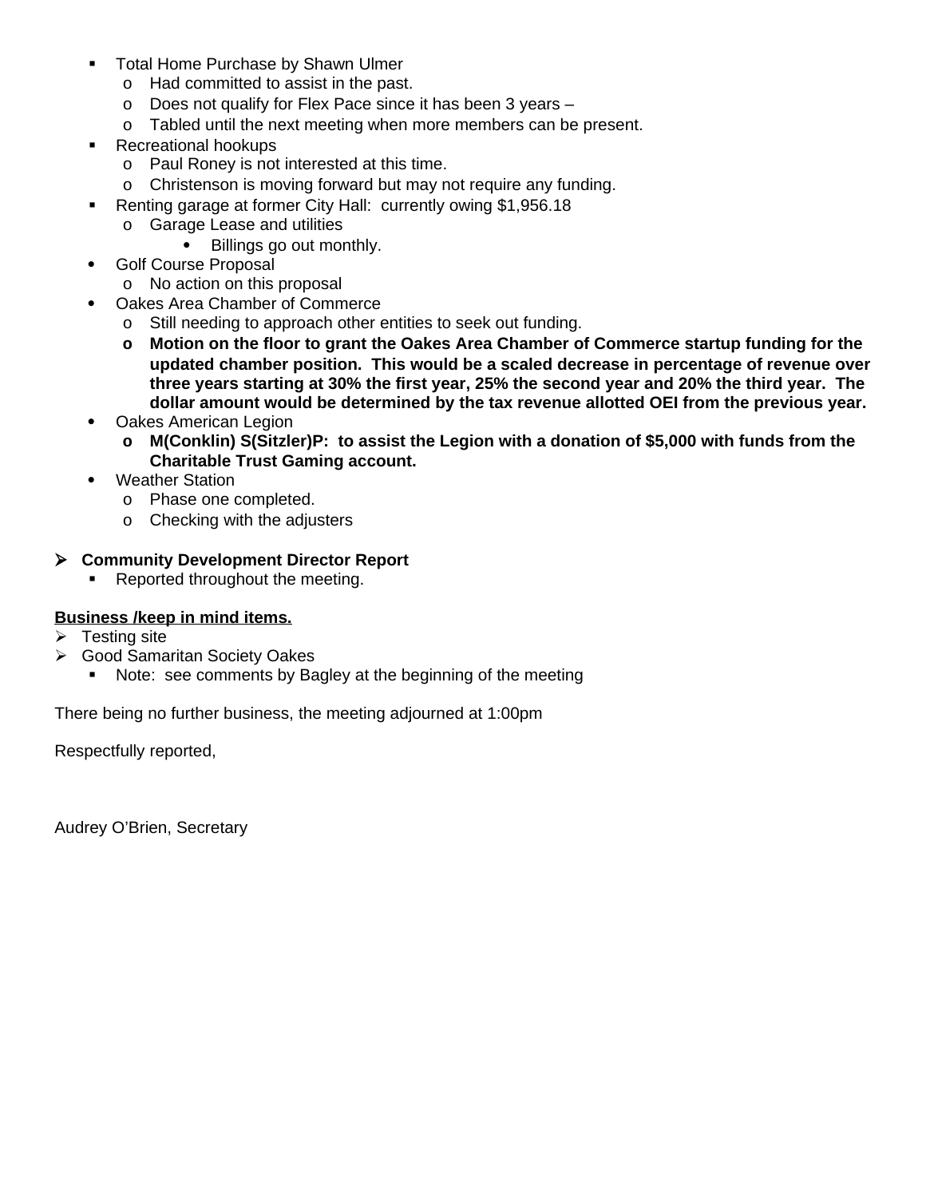- Total Home Purchase by Shawn Ulmer
  - Had committed to assist in the past.
  - Does not qualify for Flex Pace since it has been 3 years –
  - Tabled until the next meeting when more members can be present.
- Recreational hookups
  - Paul Roney is not interested at this time.
  - Christenson is moving forward but may not require any funding.
- Renting garage at former City Hall: currently owing $1,956.18
  - Garage Lease and utilities
    - Billings go out monthly.
- Golf Course Proposal
  - No action on this proposal
- Oakes Area Chamber of Commerce
  - Still needing to approach other entities to seek out funding.
  - **Motion on the floor to grant the Oakes Area Chamber of Commerce startup funding for the updated chamber position. This would be a scaled decrease in percentage of revenue over three years starting at 30% the first year, 25% the second year and 20% the third year. The dollar amount would be determined by the tax revenue allotted OEI from the previous year.**
- Oakes American Legion
  - **M(Conklin) S(Sitzler)P: to assist the Legion with a donation of $5,000 with funds from the Charitable Trust Gaming account.**
- Weather Station
  - Phase one completed.
  - Checking with the adjusters

- **Community Development Director Report**
  - Reported throughout the meeting.

**Business /keep in mind items.**

- Testing site
- Good Samaritan Society Oakes
  - Note: see comments by Bagley at the beginning of the meeting

There being no further business, the meeting adjourned at 1:00pm

Respectfully reported,

Audrey O'Brien, Secretary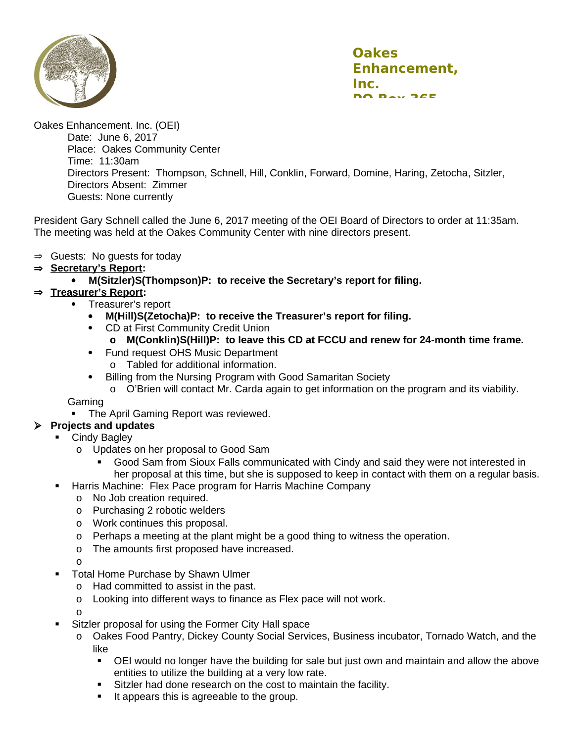**Oakes Enhancement, Inc.**

Oakes Enhancement. Inc. (OEI)

Date: June 6, 2017
Place: Oakes Community Center
Time: 11:30am
Directors Present: Thompson, Schnell, Hill, Conklin, Forward, Domine, Haring, Zetocha, Sitzler,
Directors Absent: Zimmer
Guests: None currently

President Gary Schnell called the June 6, 2017 meeting of the OEI Board of Directors to order at 11:35am. The meeting was held at the Oakes Community Center with nine directors present.

- ⇒ Guests: No guests for today
- ⇒ **Secretary's Report:**
  - **M(Sitzler)S(Thompson)P: to receive the Secretary's report for filing.**
- ⇒ **Treasurer's Report:**
  - Treasurer's report
    - **M(Hill)S(Zetocha)P: to receive the Treasurer's report for filing.**
    - CD at First Community Credit Union
      - **M(Conklin)S(Hill)P: to leave this CD at FCCU and renew for 24-month time frame.**
    - Fund request OHS Music Department
      - Tabled for additional information.
    - Billing from the Nursing Program with Good Samaritan Society
      - O'Brien will contact Mr. Carda again to get information on the program and its viability.

Gaming

- The April Gaming Report was reviewed.

- **Projects and updates**
  - Cindy Bagley
    - Updates on her proposal to Good Sam
      - Good Sam from Sioux Falls communicated with Cindy and said they were not interested in her proposal at this time, but she is supposed to keep in contact with them on a regular basis.
  - Harris Machine: Flex Pace program for Harris Machine Company
    - No Job creation required.
    - Purchasing 2 robotic welders
    - Work continues this proposal.
    - Perhaps a meeting at the plant might be a good thing to witness the operation.
    - The amounts first proposed have increased.
  - Total Home Purchase by Shawn Ulmer
    - Had committed to assist in the past.
    - Looking into different ways to finance as Flex pace will not work.
  - Sitzler proposal for using the Former City Hall space
    - Oakes Food Pantry, Dickey County Social Services, Business incubator, Tornado Watch, and the like
      - OEI would no longer have the building for sale but just own and maintain and allow the above entities to utilize the building at a very low rate.
      - Sitzler had done research on the cost to maintain the facility.
      - It appears this is agreeable to the group.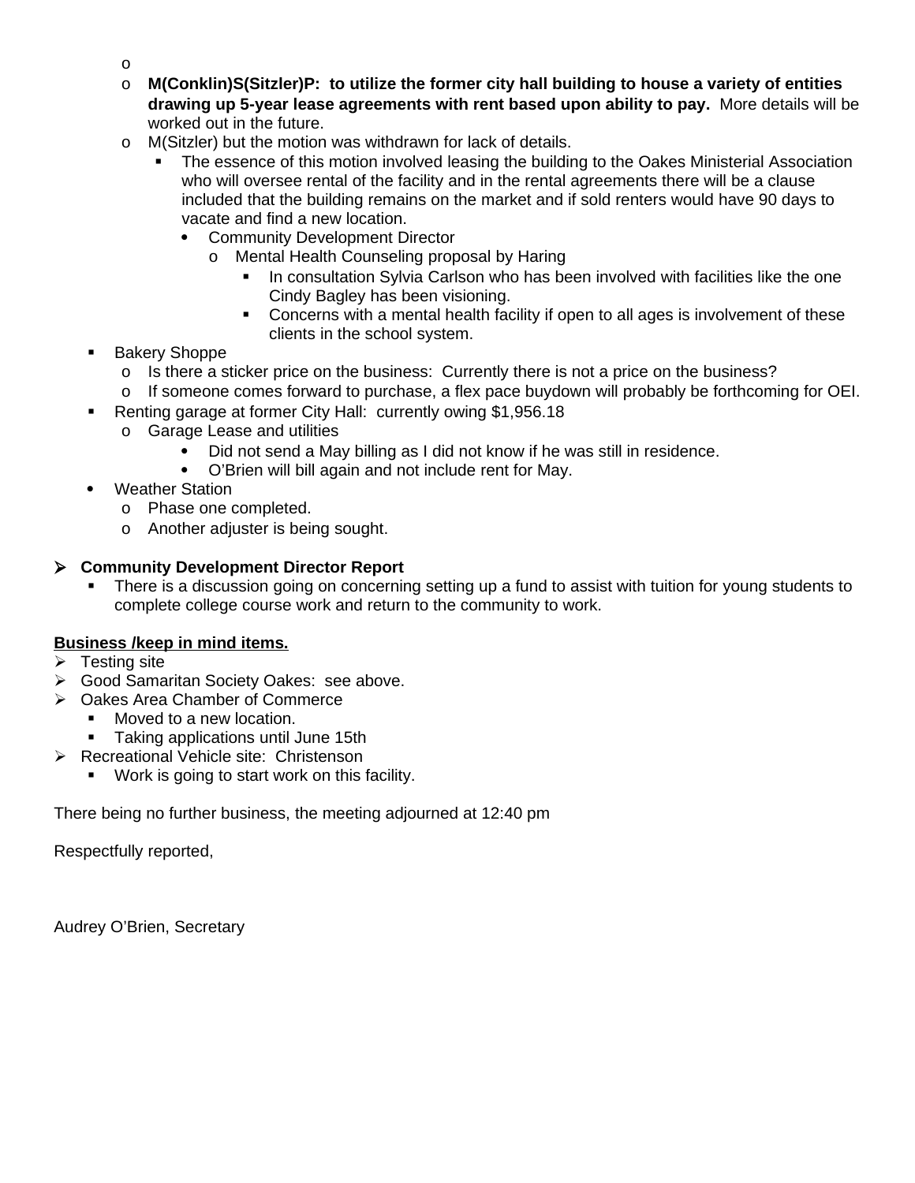- 
- **M(Conklin)S(Sitzler)P: to utilize the former city hall building to house a variety of entities drawing up 5-year lease agreements with rent based upon ability to pay.** More details will be worked out in the future.
- M(Sitzler) but the motion was withdrawn for lack of details.
  - The essence of this motion involved leasing the building to the Oakes Ministerial Association who will oversee rental of the facility and in the rental agreements there will be a clause included that the building remains on the market and if sold renters would have 90 days to vacate and find a new location.
    - Community Development Director
      - Mental Health Counseling proposal by Haring
        - In consultation Sylvia Carlson who has been involved with facilities like the one Cindy Bagley has been visioning.
        - Concerns with a mental health facility if open to all ages is involvement of these clients in the school system.

- Bakery Shoppe
  - Is there a sticker price on the business: Currently there is not a price on the business?
  - If someone comes forward to purchase, a flex pace buydown will probably be forthcoming for OEI.
- Renting garage at former City Hall: currently owing $1,956.18
  - Garage Lease and utilities
    - Did not send a May billing as I did not know if he was still in residence.
    - O'Brien will bill again and not include rent for May.
- Weather Station
  - Phase one completed.
  - Another adjuster is being sought.

- **Community Development Director Report**
  - There is a discussion going on concerning setting up a fund to assist with tuition for young students to complete college course work and return to the community to work.

**Business /keep in mind items.**

- Testing site
- Good Samaritan Society Oakes: see above.
- Oakes Area Chamber of Commerce
  - Moved to a new location.
  - Taking applications until June 15th
- Recreational Vehicle site: Christenson
  - Work is going to start work on this facility.

There being no further business, the meeting adjourned at 12:40 pm

Respectfully reported,

Audrey O'Brien, Secretary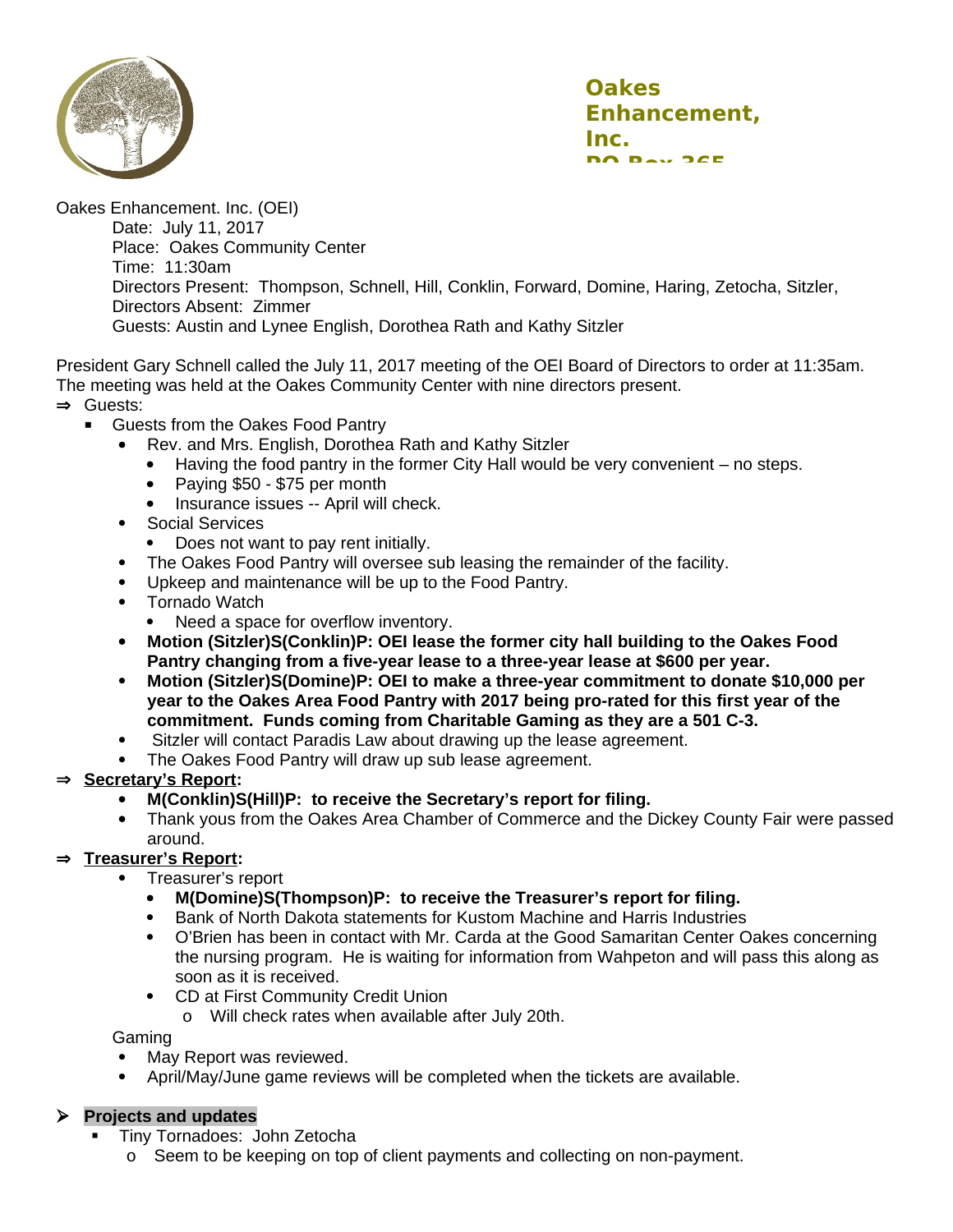**Oakes Enhancement, Inc.**
**PO Box 365**

Oakes Enhancement. Inc. (OEI)

Date: July 11, 2017
Place: Oakes Community Center
Time: 11:30am
Directors Present: Thompson, Schnell, Hill, Conklin, Forward, Domine, Haring, Zetocha, Sitzler,
Directors Absent: Zimmer
Guests: Austin and Lynee English, Dorothea Rath and Kathy Sitzler

President Gary Schnell called the July 11, 2017 meeting of the OEI Board of Directors to order at 11:35am. The meeting was held at the Oakes Community Center with nine directors present.

- Guests:
  - Guests from the Oakes Food Pantry
    - Rev. and Mrs. English, Dorothea Rath and Kathy Sitzler
      - Having the food pantry in the former City Hall would be very convenient – no steps.
      - Paying $50 - $75 per month
      - Insurance issues -- April will check.
    - Social Services
      - Does not want to pay rent initially.
    - The Oakes Food Pantry will oversee sub leasing the remainder of the facility.
    - Upkeep and maintenance will be up to the Food Pantry.
    - Tornado Watch
      - Need a space for overflow inventory.
    - **Motion (Sitzler)S(Conklin)P: OEI lease the former city hall building to the Oakes Food Pantry changing from a five-year lease to a three-year lease at $600 per year.**
    - **Motion (Sitzler)S(Domine)P: OEI to make a three-year commitment to donate $10,000 per year to the Oakes Area Food Pantry with 2017 being pro-rated for this first year of the commitment. Funds coming from Charitable Gaming as they are a 501 C-3.**
    - Sitzler will contact Paradis Law about drawing up the lease agreement.
    - The Oakes Food Pantry will draw up sub lease agreement.
- **Secretary's Report:**
  - **M(Conklin)S(Hill)P: to receive the Secretary's report for filing.**
  - Thank yous from the Oakes Area Chamber of Commerce and the Dickey County Fair were passed around.
- **Treasurer's Report:**
  - Treasurer's report
    - **M(Domine)S(Thompson)P: to receive the Treasurer's report for filing.**
    - Bank of North Dakota statements for Kustom Machine and Harris Industries
    - O'Brien has been in contact with Mr. Carda at the Good Samaritan Center Oakes concerning the nursing program. He is waiting for information from Wahpeton and will pass this along as soon as it is received.
    - CD at First Community Credit Union
      - Will check rates when available after July 20th.

  Gaming
  - May Report was reviewed.
  - April/May/June game reviews will be completed when the tickets are available.

- **Projects and updates**
  - Tiny Tornadoes: John Zetocha
    - Seem to be keeping on top of client payments and collecting on non-payment.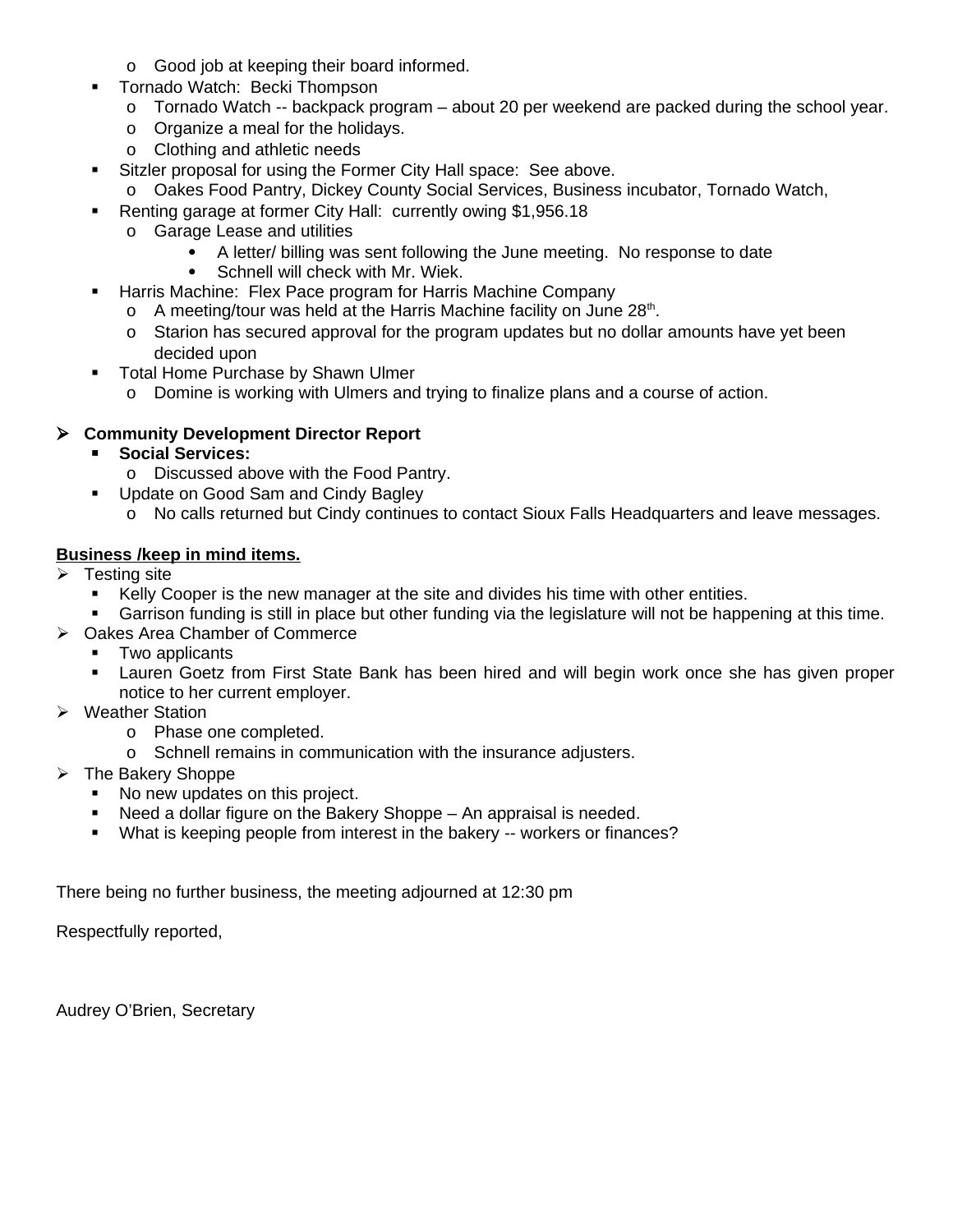- Good job at keeping their board informed.
  - Tornado Watch:  Becki Thompson
    - Tornado Watch -- backpack program – about 20 per weekend are packed during the school year.
    - Organize a meal for the holidays.
    - Clothing and athletic needs
  - Sitzler proposal for using the Former City Hall space:  See above.
    - Oakes Food Pantry, Dickey County Social Services, Business incubator, Tornado Watch,
  - Renting garage at former City Hall:  currently owing $1,956.18
    - Garage Lease and utilities
      - A letter/ billing was sent following the June meeting.  No response to date
      - Schnell will check with Mr. Wiek.
  - Harris Machine:  Flex Pace program for Harris Machine Company
    - A meeting/tour was held at the Harris Machine facility on June 28th.
    - Starion has secured approval for the program updates but no dollar amounts have yet been decided upon
  - Total Home Purchase by Shawn Ulmer
    - Domine is working with Ulmers and trying to finalize plans and a course of action.

- **Community Development Director Report**
  - **Social Services:**
    - Discussed above with the Food Pantry.
  - Update on Good Sam and Cindy Bagley
    - No calls returned but Cindy continues to contact Sioux Falls Headquarters and leave messages.

**<u>Business /keep in mind items.</u>**

- Testing site
  - Kelly Cooper is the new manager at the site and divides his time with other entities.
  - Garrison funding is still in place but other funding via the legislature will not be happening at this time.
- Oakes Area Chamber of Commerce
  - Two applicants
  - Lauren Goetz from First State Bank has been hired and will begin work once she has given proper notice to her current employer.
- Weather Station
  - Phase one completed.
  - Schnell remains in communication with the insurance adjusters.
- The Bakery Shoppe
  - No new updates on this project.
  - Need a dollar figure on the Bakery Shoppe – An appraisal is needed.
  - What is keeping people from interest in the bakery -- workers or finances?

There being no further business, the meeting adjourned at 12:30 pm

Respectfully reported,

Audrey O'Brien, Secretary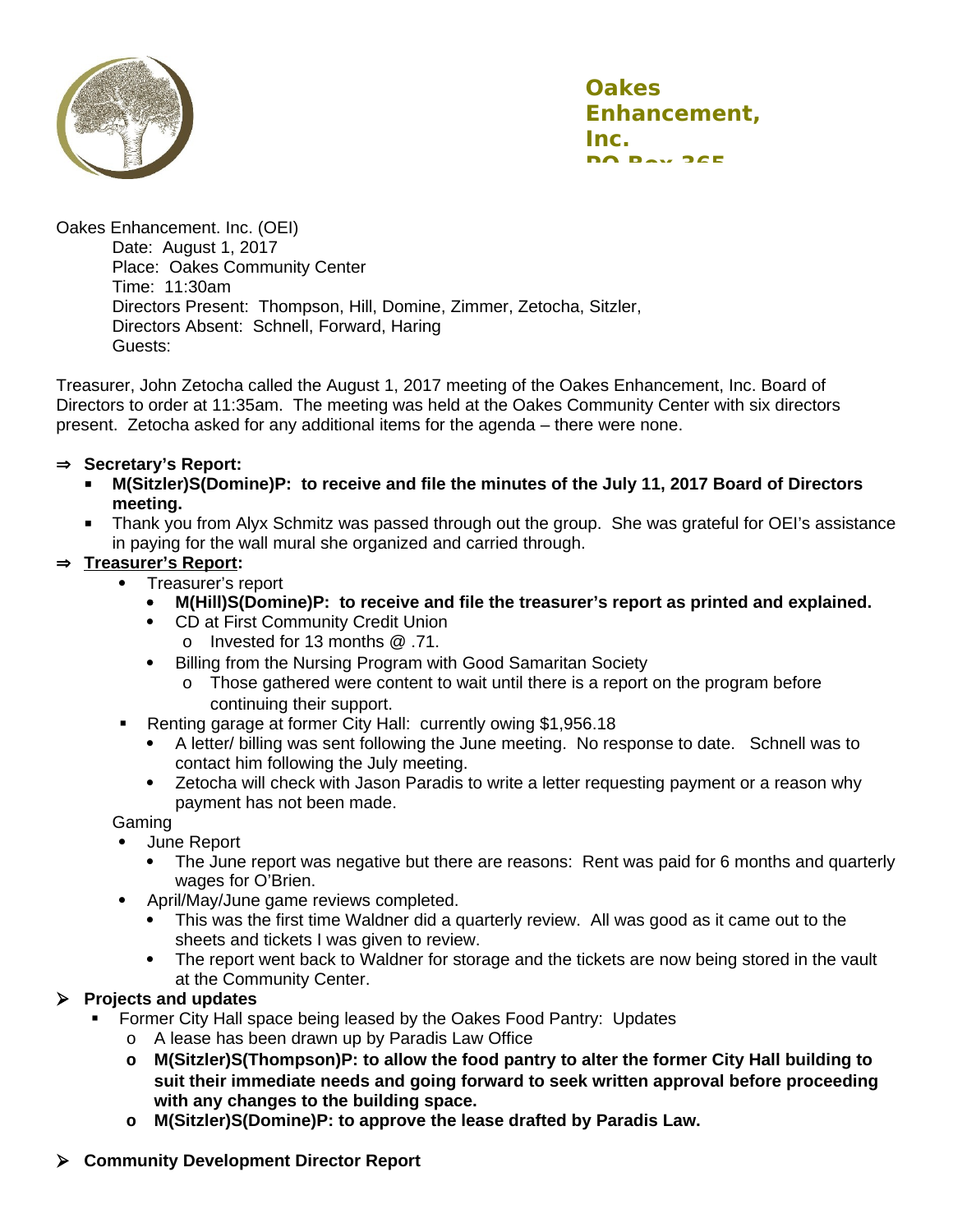**Oakes Enhancement, Inc.**

Oakes Enhancement. Inc. (OEI)

Date: August 1, 2017
Place: Oakes Community Center
Time: 11:30am
Directors Present: Thompson, Hill, Domine, Zimmer, Zetocha, Sitzler,
Directors Absent: Schnell, Forward, Haring
Guests:

Treasurer, John Zetocha called the August 1, 2017 meeting of the Oakes Enhancement, Inc. Board of Directors to order at 11:35am. The meeting was held at the Oakes Community Center with six directors present. Zetocha asked for any additional items for the agenda – there were none.

- ⇒ **Secretary's Report:**
  - **M(Sitzler)S(Domine)P: to receive and file the minutes of the July 11, 2017 Board of Directors meeting.**
  - Thank you from Alyx Schmitz was passed through out the group. She was grateful for OEI's assistance in paying for the wall mural she organized and carried through.
- ⇒ **<u>Treasurer's Report</u>:**
  - Treasurer's report
    - **M(Hill)S(Domine)P: to receive and file the treasurer's report as printed and explained.**
    - CD at First Community Credit Union
      - Invested for 13 months @ .71.
    - Billing from the Nursing Program with Good Samaritan Society
      - Those gathered were content to wait until there is a report on the program before continuing their support.
  - Renting garage at former City Hall: currently owing $1,956.18
    - A letter/ billing was sent following the June meeting. No response to date. Schnell was to contact him following the July meeting.
    - Zetocha will check with Jason Paradis to write a letter requesting payment or a reason why payment has not been made.

  Gaming
  - June Report
    - The June report was negative but there are reasons: Rent was paid for 6 months and quarterly wages for O'Brien.
  - April/May/June game reviews completed.
    - This was the first time Waldner did a quarterly review. All was good as it came out to the sheets and tickets I was given to review.
    - The report went back to Waldner for storage and the tickets are now being stored in the vault at the Community Center.
- ➢ **Projects and updates**
  - Former City Hall space being leased by the Oakes Food Pantry: Updates
    - A lease has been drawn up by Paradis Law Office
    - **M(Sitzler)S(Thompson)P: to allow the food pantry to alter the former City Hall building to suit their immediate needs and going forward to seek written approval before proceeding with any changes to the building space.**
    - **M(Sitzler)S(Domine)P: to approve the lease drafted by Paradis Law.**
- ➢ **Community Development Director Report**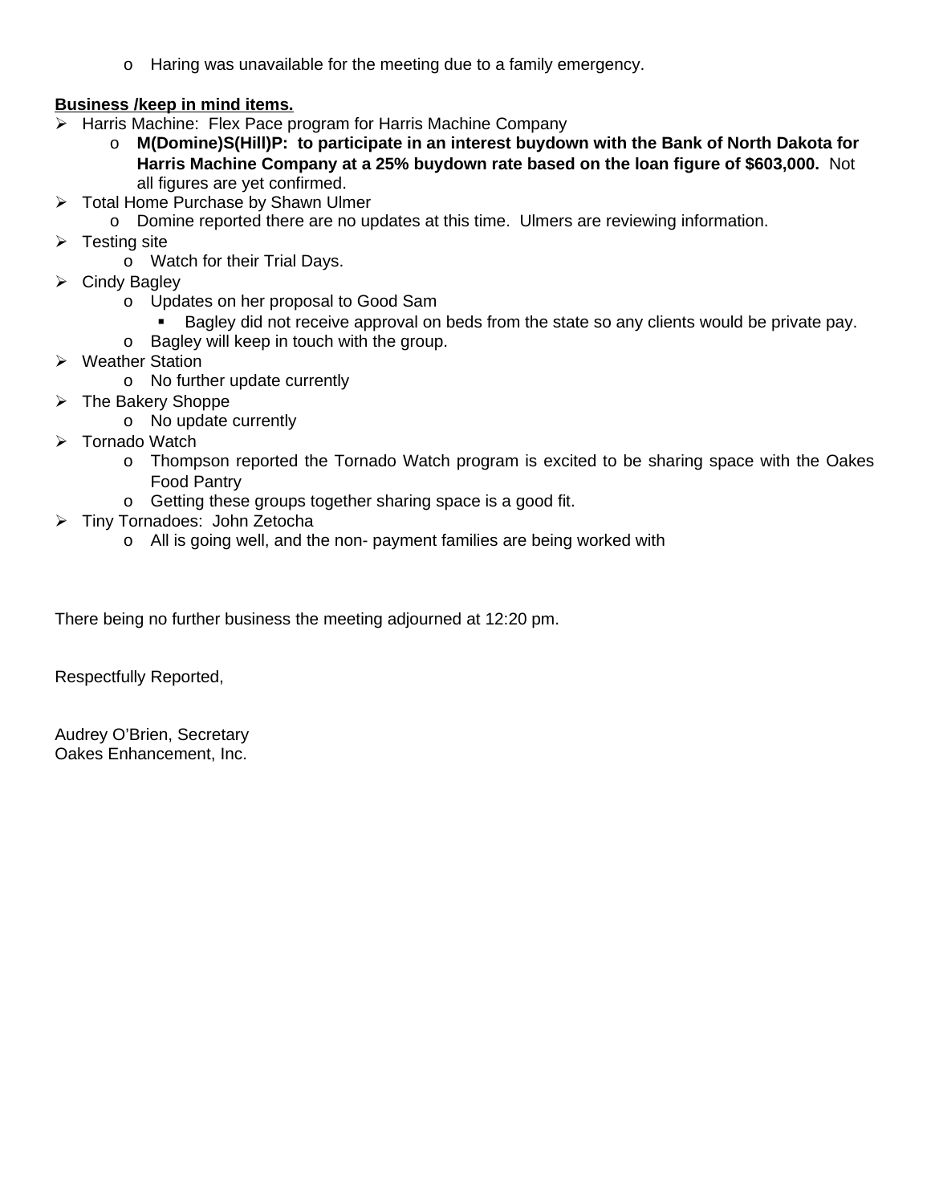- Haring was unavailable for the meeting due to a family emergency.

**Business /keep in mind items.**

- Harris Machine: Flex Pace program for Harris Machine Company
  - **M(Domine)S(Hill)P: to participate in an interest buydown with the Bank of North Dakota for Harris Machine Company at a 25% buydown rate based on the loan figure of $603,000.** Not all figures are yet confirmed.
- Total Home Purchase by Shawn Ulmer
  - Domine reported there are no updates at this time. Ulmers are reviewing information.
- Testing site
  - Watch for their Trial Days.
- Cindy Bagley
  - Updates on her proposal to Good Sam
    - Bagley did not receive approval on beds from the state so any clients would be private pay.
  - Bagley will keep in touch with the group.
- Weather Station
  - No further update currently
- The Bakery Shoppe
  - No update currently
- Tornado Watch
  - Thompson reported the Tornado Watch program is excited to be sharing space with the Oakes Food Pantry
  - Getting these groups together sharing space is a good fit.
- Tiny Tornadoes: John Zetocha
  - All is going well, and the non- payment families are being worked with

There being no further business the meeting adjourned at 12:20 pm.

Respectfully Reported,

Audrey O'Brien, Secretary
Oakes Enhancement, Inc.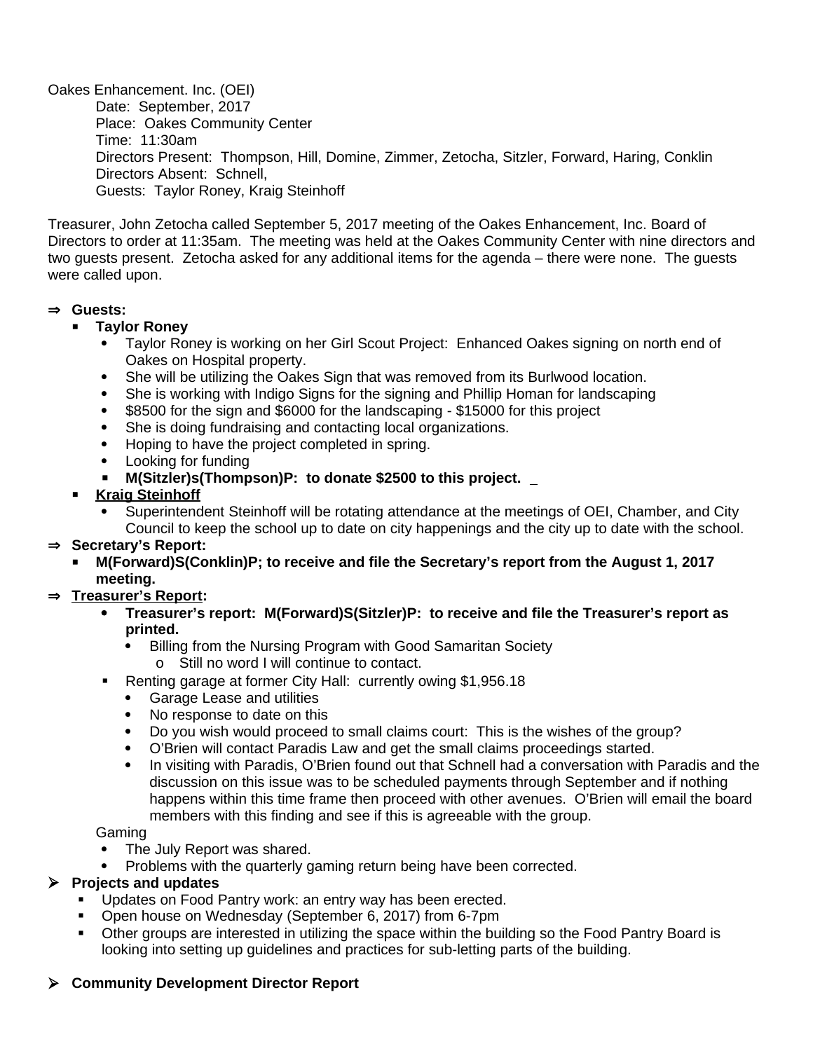Oakes Enhancement. Inc. (OEI)

Date: September, 2017
Place: Oakes Community Center
Time: 11:30am
Directors Present: Thompson, Hill, Domine, Zimmer, Zetocha, Sitzler, Forward, Haring, Conklin
Directors Absent: Schnell,
Guests: Taylor Roney, Kraig Steinhoff

Treasurer, John Zetocha called September 5, 2017 meeting of the Oakes Enhancement, Inc. Board of Directors to order at 11:35am. The meeting was held at the Oakes Community Center with nine directors and two guests present. Zetocha asked for any additional items for the agenda – there were none. The guests were called upon.

- **Guests:**
  - **Taylor Roney**
    - Taylor Roney is working on her Girl Scout Project: Enhanced Oakes signing on north end of Oakes on Hospital property.
    - She will be utilizing the Oakes Sign that was removed from its Burlwood location.
    - She is working with Indigo Signs for the signing and Phillip Homan for landscaping
    - $8500 for the sign and $6000 for the landscaping - $15000 for this project
    - She is doing fundraising and contacting local organizations.
    - Hoping to have the project completed in spring.
    - Looking for funding
    - **M(Sitzler)s(Thompson)P: to donate $2500 to this project.** _
  - **<u>Kraig Steinhoff</u>**
    - Superintendent Steinhoff will be rotating attendance at the meetings of OEI, Chamber, and City Council to keep the school up to date on city happenings and the city up to date with the school.
- **Secretary's Report:**
  - **M(Forward)S(Conklin)P; to receive and file the Secretary's report from the August 1, 2017 meeting.**
- **<u>Treasurer's Report</u>:**
  - **Treasurer's report: M(Forward)S(Sitzler)P: to receive and file the Treasurer's report as printed.**
    - Billing from the Nursing Program with Good Samaritan Society
      - Still no word I will continue to contact.
  - Renting garage at former City Hall: currently owing $1,956.18
    - Garage Lease and utilities
    - No response to date on this
    - Do you wish would proceed to small claims court: This is the wishes of the group?
    - O'Brien will contact Paradis Law and get the small claims proceedings started.
    - In visiting with Paradis, O'Brien found out that Schnell had a conversation with Paradis and the discussion on this issue was to be scheduled payments through September and if nothing happens within this time frame then proceed with other avenues. O'Brien will email the board members with this finding and see if this is agreeable with the group.

  Gaming
    - The July Report was shared.
    - Problems with the quarterly gaming return being have been corrected.
- **Projects and updates**
  - Updates on Food Pantry work: an entry way has been erected.
  - Open house on Wednesday (September 6, 2017) from 6-7pm
  - Other groups are interested in utilizing the space within the building so the Food Pantry Board is looking into setting up guidelines and practices for sub-letting parts of the building.

- **Community Development Director Report**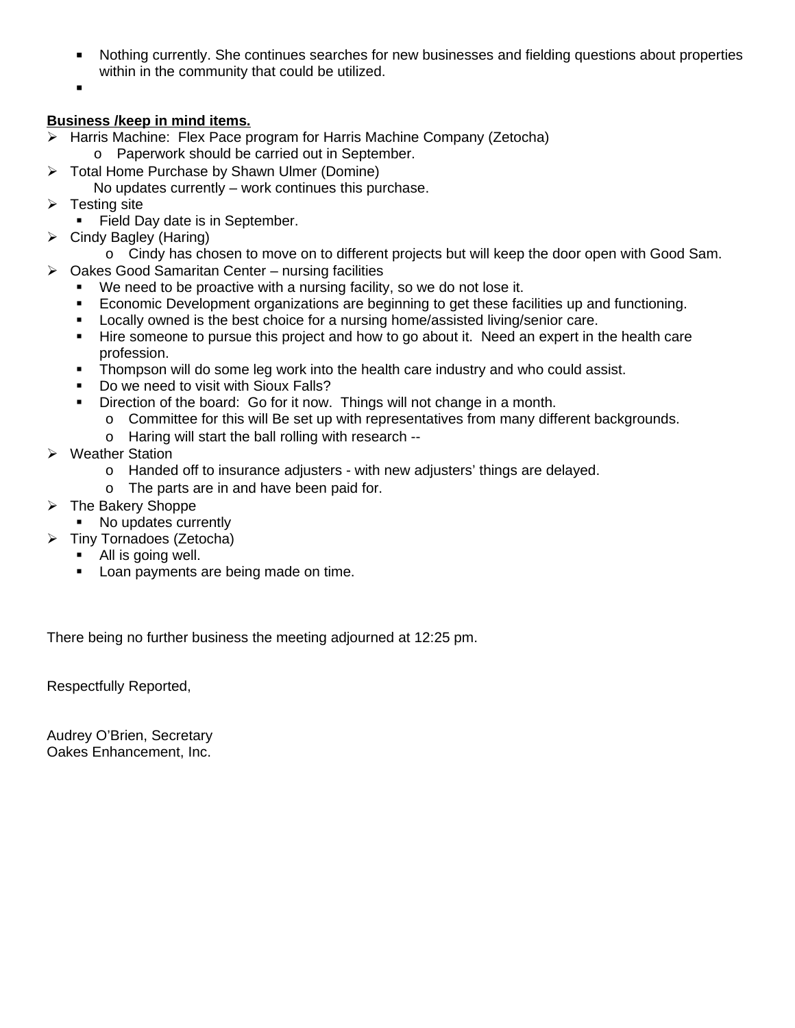- Nothing currently. She continues searches for new businesses and fielding questions about properties within in the community that could be utilized.
   -

**<u>Business /keep in mind items.</u>**

- Harris Machine: Flex Pace program for Harris Machine Company (Zetocha)
  - Paperwork should be carried out in September.
- Total Home Purchase by Shawn Ulmer (Domine)
  No updates currently – work continues this purchase.
- Testing site
  - Field Day date is in September.
- Cindy Bagley (Haring)
  - Cindy has chosen to move on to different projects but will keep the door open with Good Sam.
- Oakes Good Samaritan Center – nursing facilities
  - We need to be proactive with a nursing facility, so we do not lose it.
  - Economic Development organizations are beginning to get these facilities up and functioning.
  - Locally owned is the best choice for a nursing home/assisted living/senior care.
  - Hire someone to pursue this project and how to go about it. Need an expert in the health care profession.
  - Thompson will do some leg work into the health care industry and who could assist.
  - Do we need to visit with Sioux Falls?
  - Direction of the board: Go for it now. Things will not change in a month.
    - Committee for this will Be set up with representatives from many different backgrounds.
    - Haring will start the ball rolling with research --
- Weather Station
  - Handed off to insurance adjusters - with new adjusters' things are delayed.
  - The parts are in and have been paid for.
- The Bakery Shoppe
  - No updates currently
- Tiny Tornadoes (Zetocha)
  - All is going well.
  - Loan payments are being made on time.

There being no further business the meeting adjourned at 12:25 pm.

Respectfully Reported,

Audrey O'Brien, Secretary
Oakes Enhancement, Inc.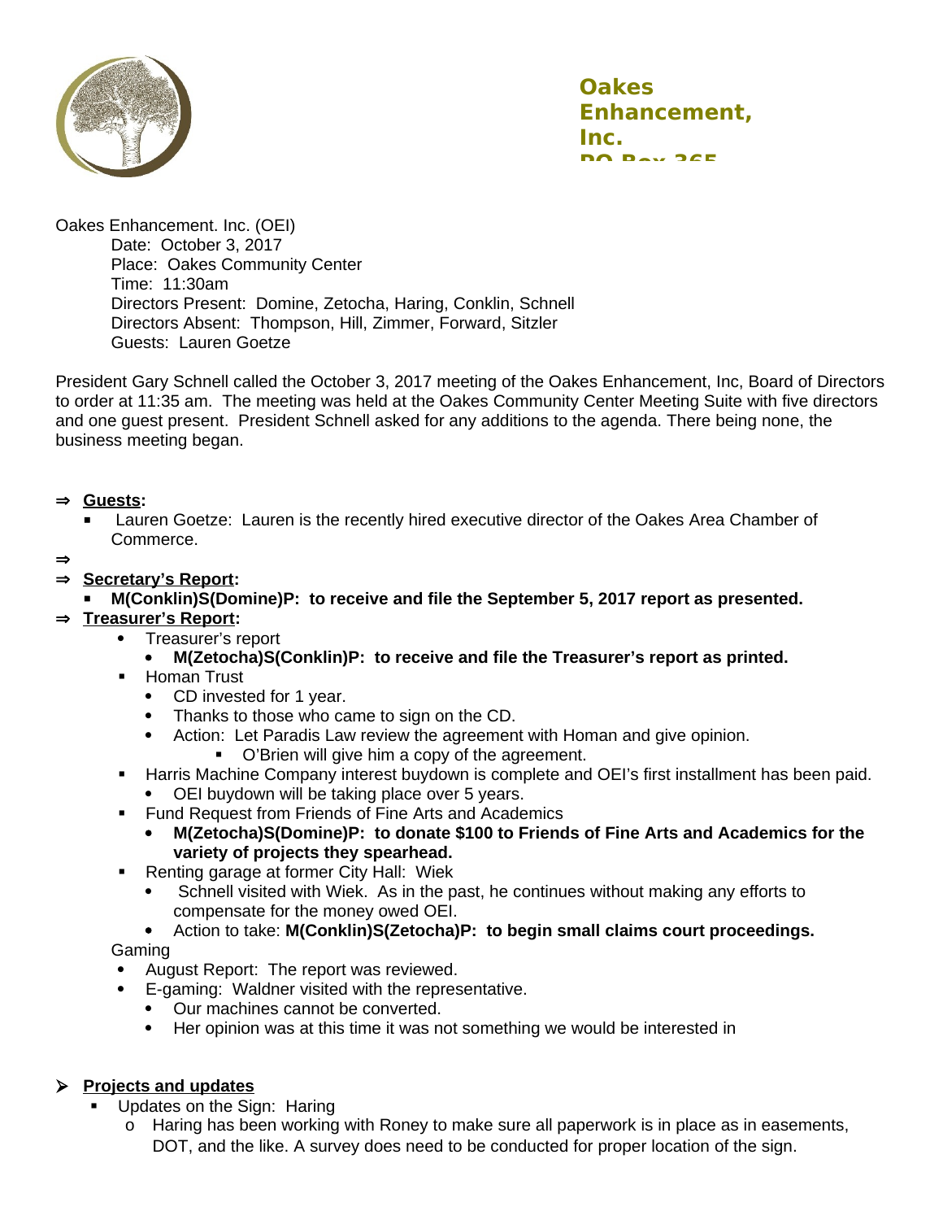**Oakes Enhancement, Inc.**
**PO Box 365**

Oakes Enhancement. Inc. (OEI)

Date: October 3, 2017
Place: Oakes Community Center
Time: 11:30am
Directors Present: Domine, Zetocha, Haring, Conklin, Schnell
Directors Absent: Thompson, Hill, Zimmer, Forward, Sitzler
Guests: Lauren Goetze

President Gary Schnell called the October 3, 2017 meeting of the Oakes Enhancement, Inc, Board of Directors to order at 11:35 am. The meeting was held at the Oakes Community Center Meeting Suite with five directors and one guest present. President Schnell asked for any additions to the agenda. There being none, the business meeting began.

- **Guests:**
  - Lauren Goetze: Lauren is the recently hired executive director of the Oakes Area Chamber of Commerce.
- **Secretary's Report:**
  - **M(Conklin)S(Domine)P: to receive and file the September 5, 2017 report as presented.**
- **Treasurer's Report:**
  - Treasurer's report
    - **M(Zetocha)S(Conklin)P: to receive and file the Treasurer's report as printed.**
  - Homan Trust
    - CD invested for 1 year.
    - Thanks to those who came to sign on the CD.
    - Action: Let Paradis Law review the agreement with Homan and give opinion.
      - O'Brien will give him a copy of the agreement.
  - Harris Machine Company interest buydown is complete and OEI's first installment has been paid.
    - OEI buydown will be taking place over 5 years.
  - Fund Request from Friends of Fine Arts and Academics
    - **M(Zetocha)S(Domine)P: to donate $100 to Friends of Fine Arts and Academics for the variety of projects they spearhead.**
  - Renting garage at former City Hall: Wiek
    - Schnell visited with Wiek. As in the past, he continues without making any efforts to compensate for the money owed OEI.
    - Action to take: **M(Conklin)S(Zetocha)P: to begin small claims court proceedings.**

  Gaming
  - August Report: The report was reviewed.
  - E-gaming: Waldner visited with the representative.
    - Our machines cannot be converted.
    - Her opinion was at this time it was not something we would be interested in

- **Projects and updates**
  - Updates on the Sign: Haring
    - Haring has been working with Roney to make sure all paperwork is in place as in easements, DOT, and the like. A survey does need to be conducted for proper location of the sign.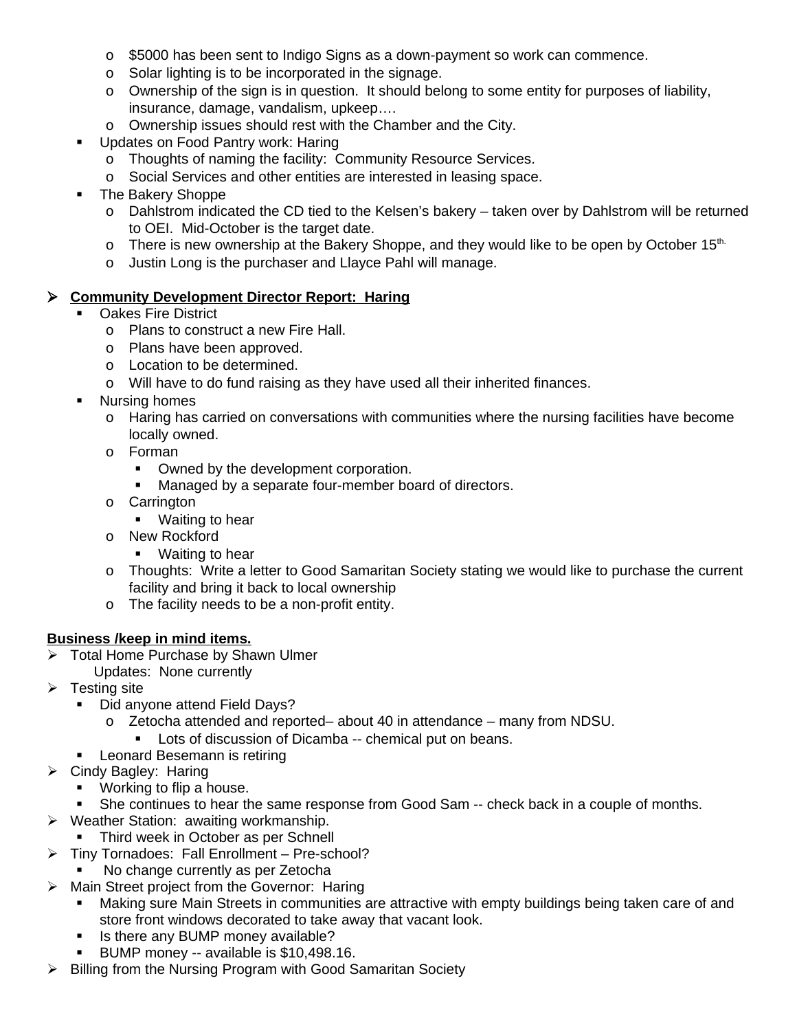- $5000 has been sent to Indigo Signs as a down-payment so work can commence.
    - Solar lighting is to be incorporated in the signage.
    - Ownership of the sign is in question. It should belong to some entity for purposes of liability, insurance, damage, vandalism, upkeep….
    - Ownership issues should rest with the Chamber and the City.
- Updates on Food Pantry work: Haring
    - Thoughts of naming the facility: Community Resource Services.
    - Social Services and other entities are interested in leasing space.
- The Bakery Shoppe
    - Dahlstrom indicated the CD tied to the Kelsen's bakery – taken over by Dahlstrom will be returned to OEI. Mid-October is the target date.
    - There is new ownership at the Bakery Shoppe, and they would like to be open by October 15th.
    - Justin Long is the purchaser and Llayce Pahl will manage.

- **Community Development Director Report: Haring**
    - Oakes Fire District
        - Plans to construct a new Fire Hall.
        - Plans have been approved.
        - Location to be determined.
        - Will have to do fund raising as they have used all their inherited finances.
    - Nursing homes
        - Haring has carried on conversations with communities where the nursing facilities have become locally owned.
        - Forman
            - Owned by the development corporation.
            - Managed by a separate four-member board of directors.
        - Carrington
            - Waiting to hear
        - New Rockford
            - Waiting to hear
        - Thoughts: Write a letter to Good Samaritan Society stating we would like to purchase the current facility and bring it back to local ownership
        - The facility needs to be a non-profit entity.

**Business /keep in mind items.**

- Total Home Purchase by Shawn Ulmer
  Updates: None currently
- Testing site
    - Did anyone attend Field Days?
        - Zetocha attended and reported– about 40 in attendance – many from NDSU.
            - Lots of discussion of Dicamba -- chemical put on beans.
    - Leonard Besemann is retiring
- Cindy Bagley: Haring
    - Working to flip a house.
    - She continues to hear the same response from Good Sam -- check back in a couple of months.
- Weather Station: awaiting workmanship.
    - Third week in October as per Schnell
- Tiny Tornadoes: Fall Enrollment – Pre-school?
    - No change currently as per Zetocha
- Main Street project from the Governor: Haring
    - Making sure Main Streets in communities are attractive with empty buildings being taken care of and store front windows decorated to take away that vacant look.
    - Is there any BUMP money available?
    - BUMP money -- available is $10,498.16.
- Billing from the Nursing Program with Good Samaritan Society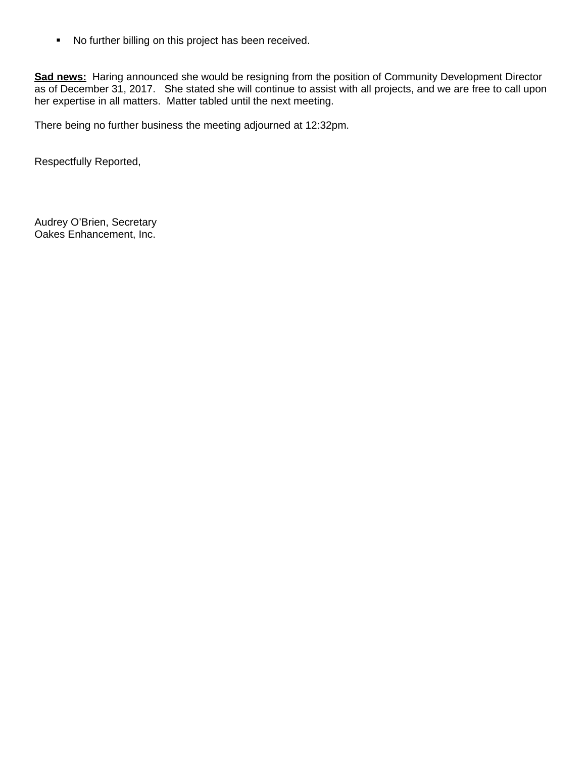- No further billing on this project has been received.

**Sad news:** Haring announced she would be resigning from the position of Community Development Director as of December 31, 2017. She stated she will continue to assist with all projects, and we are free to call upon her expertise in all matters. Matter tabled until the next meeting.

There being no further business the meeting adjourned at 12:32pm.

Respectfully Reported,

Audrey O'Brien, Secretary
Oakes Enhancement, Inc.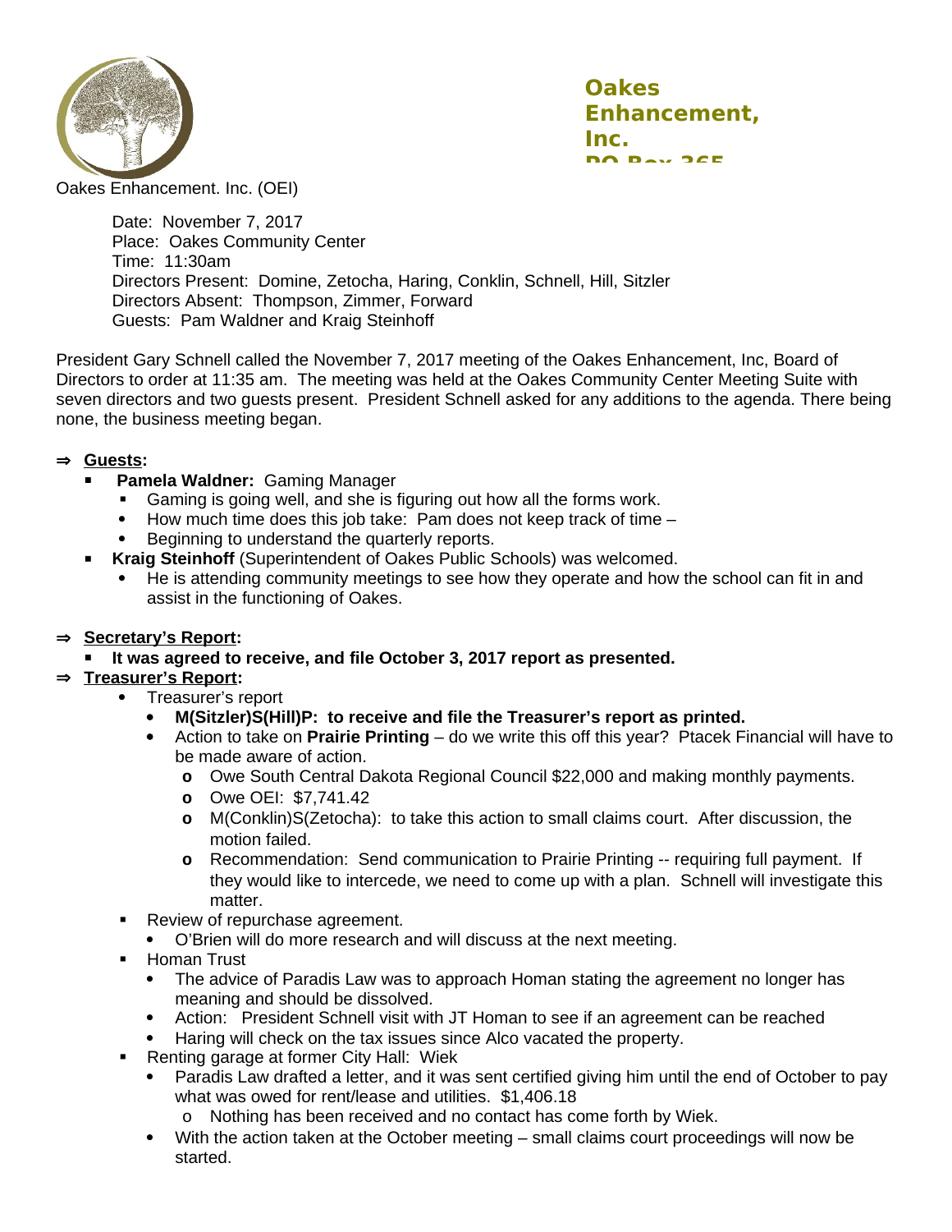**Oakes Enhancement, Inc.**

Oakes Enhancement. Inc. (OEI)

Date: November 7, 2017
Place: Oakes Community Center
Time: 11:30am
Directors Present: Domine, Zetocha, Haring, Conklin, Schnell, Hill, Sitzler
Directors Absent: Thompson, Zimmer, Forward
Guests: Pam Waldner and Kraig Steinhoff

President Gary Schnell called the November 7, 2017 meeting of the Oakes Enhancement, Inc, Board of Directors to order at 11:35 am. The meeting was held at the Oakes Community Center Meeting Suite with seven directors and two guests present. President Schnell asked for any additions to the agenda. There being none, the business meeting began.

⇒ **Guests:**

- **Pamela Waldner:** Gaming Manager
  - Gaming is going well, and she is figuring out how all the forms work.
  - How much time does this job take: Pam does not keep track of time –
  - Beginning to understand the quarterly reports.
- **Kraig Steinhoff** (Superintendent of Oakes Public Schools) was welcomed.
  - He is attending community meetings to see how they operate and how the school can fit in and assist in the functioning of Oakes.

⇒ **Secretary's Report:**

- **It was agreed to receive, and file October 3, 2017 report as presented.**

⇒ **Treasurer's Report:**

- Treasurer's report
  - **M(Sitzler)S(Hill)P: to receive and file the Treasurer's report as printed.**
  - Action to take on **Prairie Printing** – do we write this off this year? Ptacek Financial will have to be made aware of action.
    - Owe South Central Dakota Regional Council $22,000 and making monthly payments.
    - Owe OEI: $7,741.42
    - M(Conklin)S(Zetocha): to take this action to small claims court. After discussion, the motion failed.
    - Recommendation: Send communication to Prairie Printing -- requiring full payment. If they would like to intercede, we need to come up with a plan. Schnell will investigate this matter.
- Review of repurchase agreement.
  - O'Brien will do more research and will discuss at the next meeting.
- Homan Trust
  - The advice of Paradis Law was to approach Homan stating the agreement no longer has meaning and should be dissolved.
  - Action: President Schnell visit with JT Homan to see if an agreement can be reached
  - Haring will check on the tax issues since Alco vacated the property.
- Renting garage at former City Hall: Wiek
  - Paradis Law drafted a letter, and it was sent certified giving him until the end of October to pay what was owed for rent/lease and utilities. $1,406.18
    - Nothing has been received and no contact has come forth by Wiek.
  - With the action taken at the October meeting – small claims court proceedings will now be started.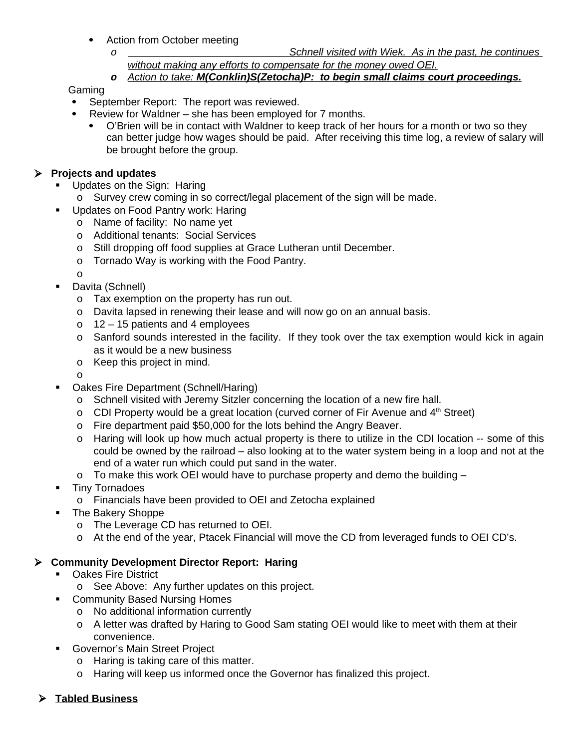- Action from October meeting
  - *Schnell visited with Wiek. As in the past, he continues without making any efforts to compensate for the money owed OEI.*
  - ***Action to take: M(Conklin)S(Zetocha)P: to begin small claims court proceedings.***

Gaming

- September Report: The report was reviewed.
- Review for Waldner – she has been employed for 7 months.
  - O'Brien will be in contact with Waldner to keep track of her hours for a month or two so they can better judge how wages should be paid. After receiving this time log, a review of salary will be brought before the group.

- **Projects and updates**
  - Updates on the Sign: Haring
    - Survey crew coming in so correct/legal placement of the sign will be made.
  - Updates on Food Pantry work: Haring
    - Name of facility: No name yet
    - Additional tenants: Social Services
    - Still dropping off food supplies at Grace Lutheran until December.
    - Tornado Way is working with the Food Pantry.
  - Davita (Schnell)
    - Tax exemption on the property has run out.
    - Davita lapsed in renewing their lease and will now go on an annual basis.
    - 12 – 15 patients and 4 employees
    - Sanford sounds interested in the facility. If they took over the tax exemption would kick in again as it would be a new business
    - Keep this project in mind.
  - Oakes Fire Department (Schnell/Haring)
    - Schnell visited with Jeremy Sitzler concerning the location of a new fire hall.
    - CDI Property would be a great location (curved corner of Fir Avenue and 4th Street)
    - Fire department paid $50,000 for the lots behind the Angry Beaver.
    - Haring will look up how much actual property is there to utilize in the CDI location -- some of this could be owned by the railroad – also looking at to the water system being in a loop and not at the end of a water run which could put sand in the water.
    - To make this work OEI would have to purchase property and demo the building –
  - Tiny Tornadoes
    - Financials have been provided to OEI and Zetocha explained
  - The Bakery Shoppe
    - The Leverage CD has returned to OEI.
    - At the end of the year, Ptacek Financial will move the CD from leveraged funds to OEI CD's.

- **Community Development Director Report: Haring**
  - Oakes Fire District
    - See Above: Any further updates on this project.
  - Community Based Nursing Homes
    - No additional information currently
    - A letter was drafted by Haring to Good Sam stating OEI would like to meet with them at their convenience.
  - Governor's Main Street Project
    - Haring is taking care of this matter.
    - Haring will keep us informed once the Governor has finalized this project.

- **Tabled Business**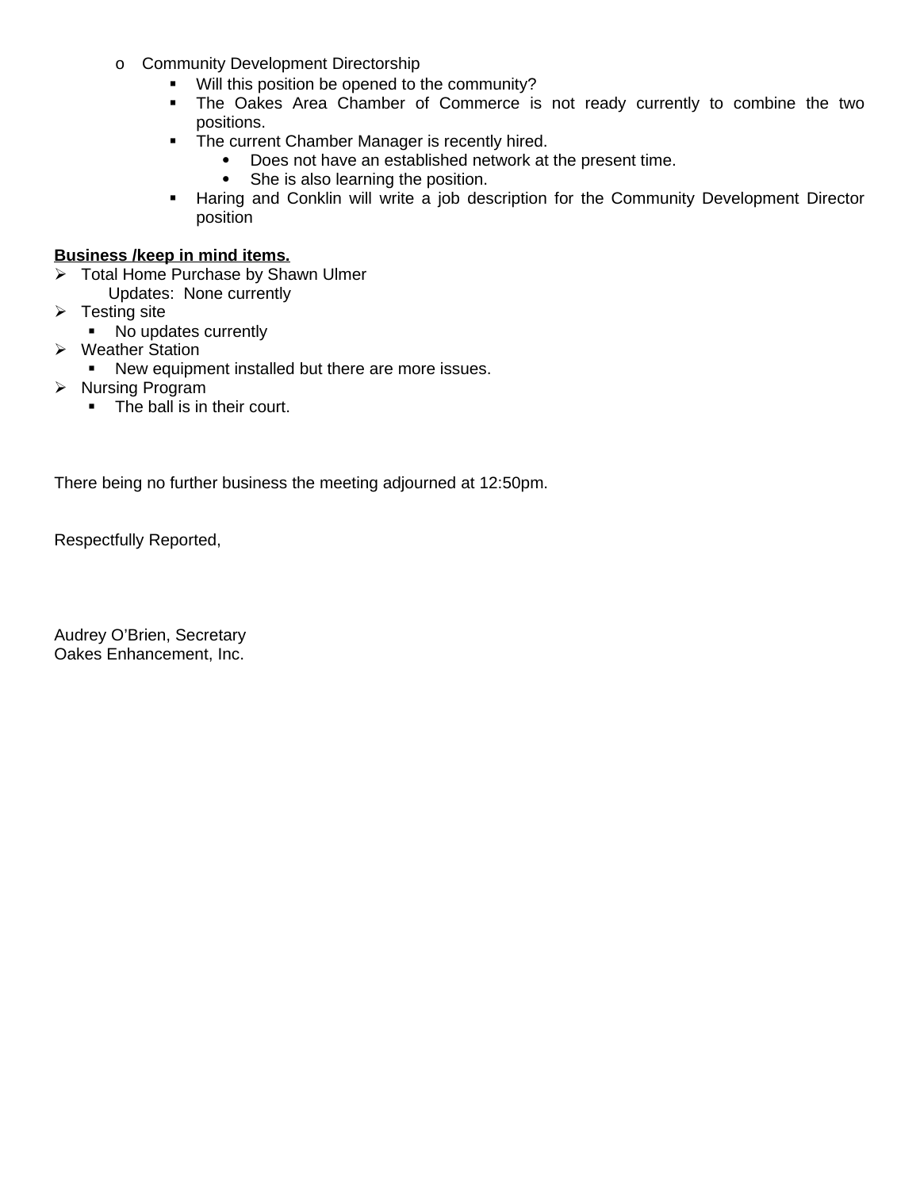- Community Development Directorship
    - Will this position be opened to the community?
    - The Oakes Area Chamber of Commerce is not ready currently to combine the two positions.
    - The current Chamber Manager is recently hired.
        - Does not have an established network at the present time.
        - She is also learning the position.
    - Haring and Conklin will write a job description for the Community Development Director position

**Business /keep in mind items.**

- Total Home Purchase by Shawn Ulmer
  Updates: None currently
- Testing site
    - No updates currently
- Weather Station
    - New equipment installed but there are more issues.
- Nursing Program
    - The ball is in their court.

There being no further business the meeting adjourned at 12:50pm.

Respectfully Reported,

Audrey O'Brien, Secretary
Oakes Enhancement, Inc.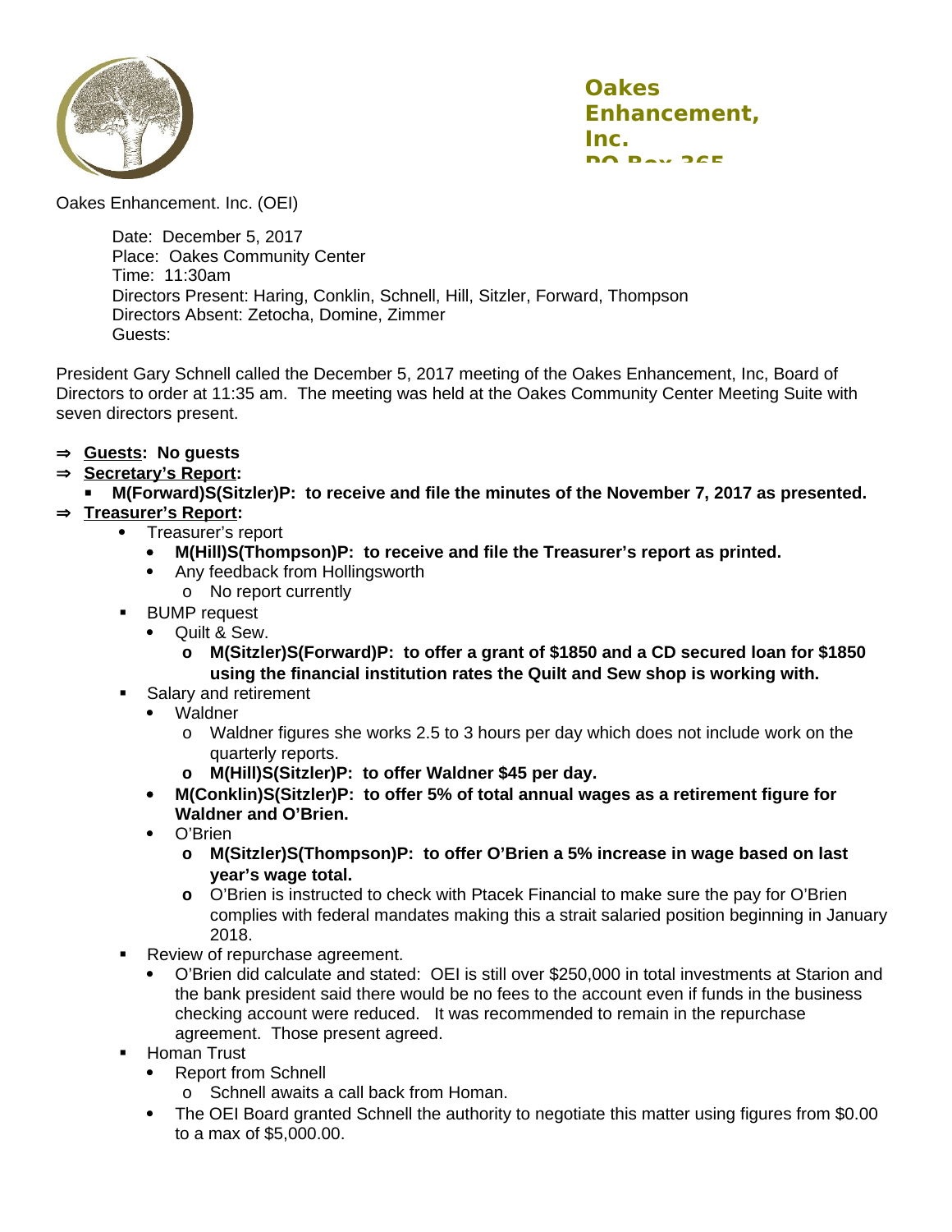**Oakes Enhancement, Inc.**
**PO Box 365**

Oakes Enhancement. Inc. (OEI)

Date: December 5, 2017
Place: Oakes Community Center
Time: 11:30am
Directors Present: Haring, Conklin, Schnell, Hill, Sitzler, Forward, Thompson
Directors Absent: Zetocha, Domine, Zimmer
Guests:

President Gary Schnell called the December 5, 2017 meeting of the Oakes Enhancement, Inc, Board of Directors to order at 11:35 am. The meeting was held at the Oakes Community Center Meeting Suite with seven directors present.

- **<u>Guests</u>: No guests**
- **<u>Secretary's Report</u>:**
  - **M(Forward)S(Sitzler)P: to receive and file the minutes of the November 7, 2017 as presented.**
- **<u>Treasurer's Report</u>:**
  - Treasurer's report
    - **M(Hill)S(Thompson)P: to receive and file the Treasurer's report as printed.**
    - Any feedback from Hollingsworth
      - No report currently
  - BUMP request
    - Quilt & Sew.
      - **M(Sitzler)S(Forward)P: to offer a grant of $1850 and a CD secured loan for $1850 using the financial institution rates the Quilt and Sew shop is working with.**
  - Salary and retirement
    - Waldner
      - Waldner figures she works 2.5 to 3 hours per day which does not include work on the quarterly reports.
      - **M(Hill)S(Sitzler)P: to offer Waldner $45 per day.**
    - **M(Conklin)S(Sitzler)P: to offer 5% of total annual wages as a retirement figure for Waldner and O'Brien.**
    - O'Brien
      - **M(Sitzler)S(Thompson)P: to offer O'Brien a 5% increase in wage based on last year's wage total.**
      - O'Brien is instructed to check with Ptacek Financial to make sure the pay for O'Brien complies with federal mandates making this a strait salaried position beginning in January 2018.
  - Review of repurchase agreement.
    - O'Brien did calculate and stated: OEI is still over $250,000 in total investments at Starion and the bank president said there would be no fees to the account even if funds in the business checking account were reduced. It was recommended to remain in the repurchase agreement. Those present agreed.
  - Homan Trust
    - Report from Schnell
      - Schnell awaits a call back from Homan.
    - The OEI Board granted Schnell the authority to negotiate this matter using figures from $0.00 to a max of $5,000.00.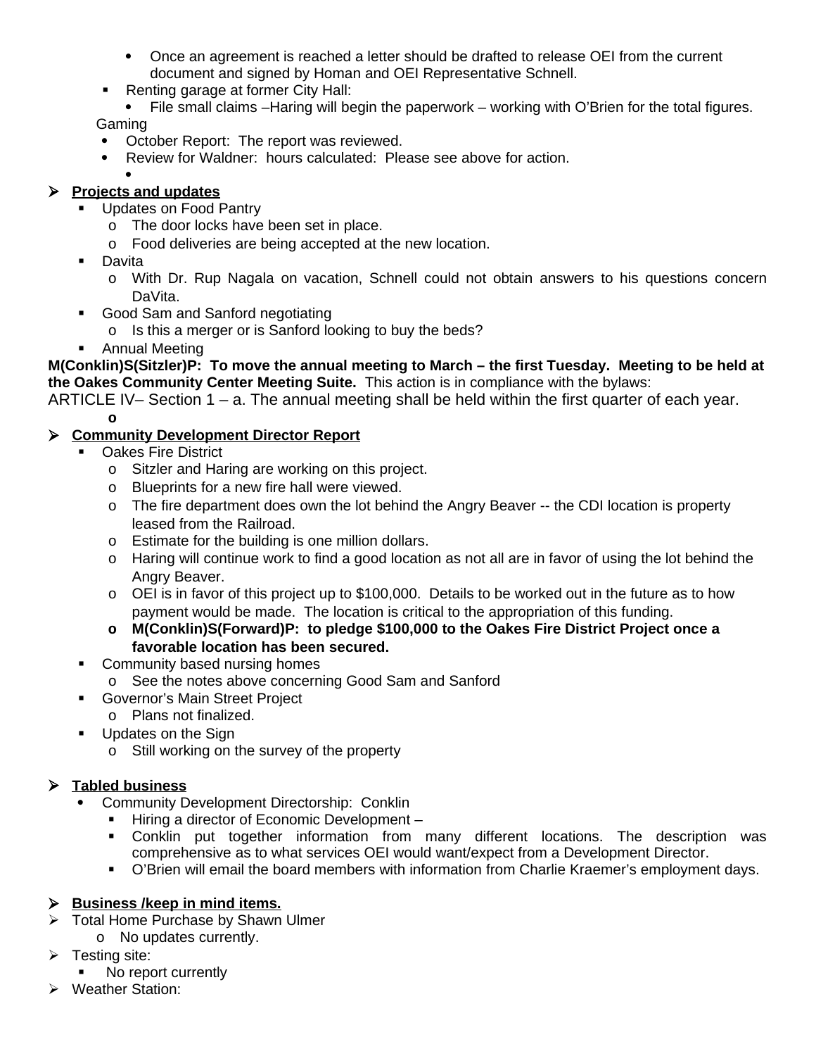- Once an agreement is reached a letter should be drafted to release OEI from the current document and signed by Homan and OEI Representative Schnell.
- Renting garage at former City Hall:
  - File small claims –Haring will begin the paperwork – working with O'Brien for the total figures.

Gaming
- October Report: The report was reviewed.
- Review for Waldner: hours calculated: Please see above for action.

- **Projects and updates**
  - Updates on Food Pantry
    - The door locks have been set in place.
    - Food deliveries are being accepted at the new location.
  - Davita
    - With Dr. Rup Nagala on vacation, Schnell could not obtain answers to his questions concern DaVita.
  - Good Sam and Sanford negotiating
    - Is this a merger or is Sanford looking to buy the beds?
  - Annual Meeting

**M(Conklin)S(Sitzler)P: To move the annual meeting to March – the first Tuesday. Meeting to be held at the Oakes Community Center Meeting Suite.** This action is in compliance with the bylaws:

ARTICLE IV– Section 1 – a. The annual meeting shall be held within the first quarter of each year.

- **Community Development Director Report**
  - Oakes Fire District
    - Sitzler and Haring are working on this project.
    - Blueprints for a new fire hall were viewed.
    - The fire department does own the lot behind the Angry Beaver -- the CDI location is property leased from the Railroad.
    - Estimate for the building is one million dollars.
    - Haring will continue work to find a good location as not all are in favor of using the lot behind the Angry Beaver.
    - OEI is in favor of this project up to $100,000. Details to be worked out in the future as to how payment would be made. The location is critical to the appropriation of this funding.
    - **M(Conklin)S(Forward)P: to pledge $100,000 to the Oakes Fire District Project once a favorable location has been secured.**
  - Community based nursing homes
    - See the notes above concerning Good Sam and Sanford
  - Governor's Main Street Project
    - Plans not finalized.
  - Updates on the Sign
    - Still working on the survey of the property

- **Tabled business**
  - Community Development Directorship: Conklin
    - Hiring a director of Economic Development –
    - Conklin put together information from many different locations. The description was comprehensive as to what services OEI would want/expect from a Development Director.
    - O'Brien will email the board members with information from Charlie Kraemer's employment days.

- **Business /keep in mind items.**
- Total Home Purchase by Shawn Ulmer
  - No updates currently.
- Testing site:
  - No report currently
- Weather Station: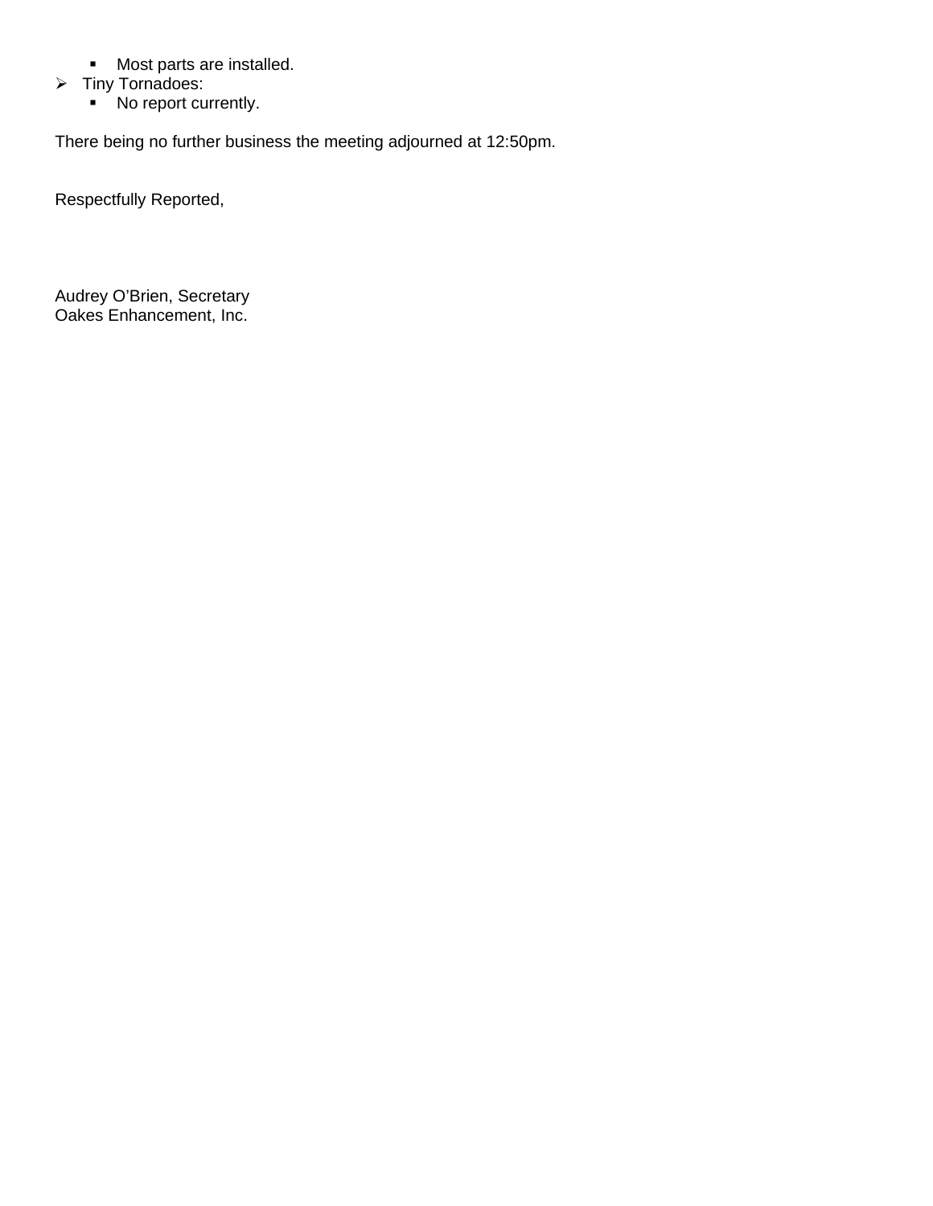- Most parts are installed.
- Tiny Tornadoes:
    - No report currently.

There being no further business the meeting adjourned at 12:50pm.

Respectfully Reported,

Audrey O'Brien, Secretary
Oakes Enhancement, Inc.